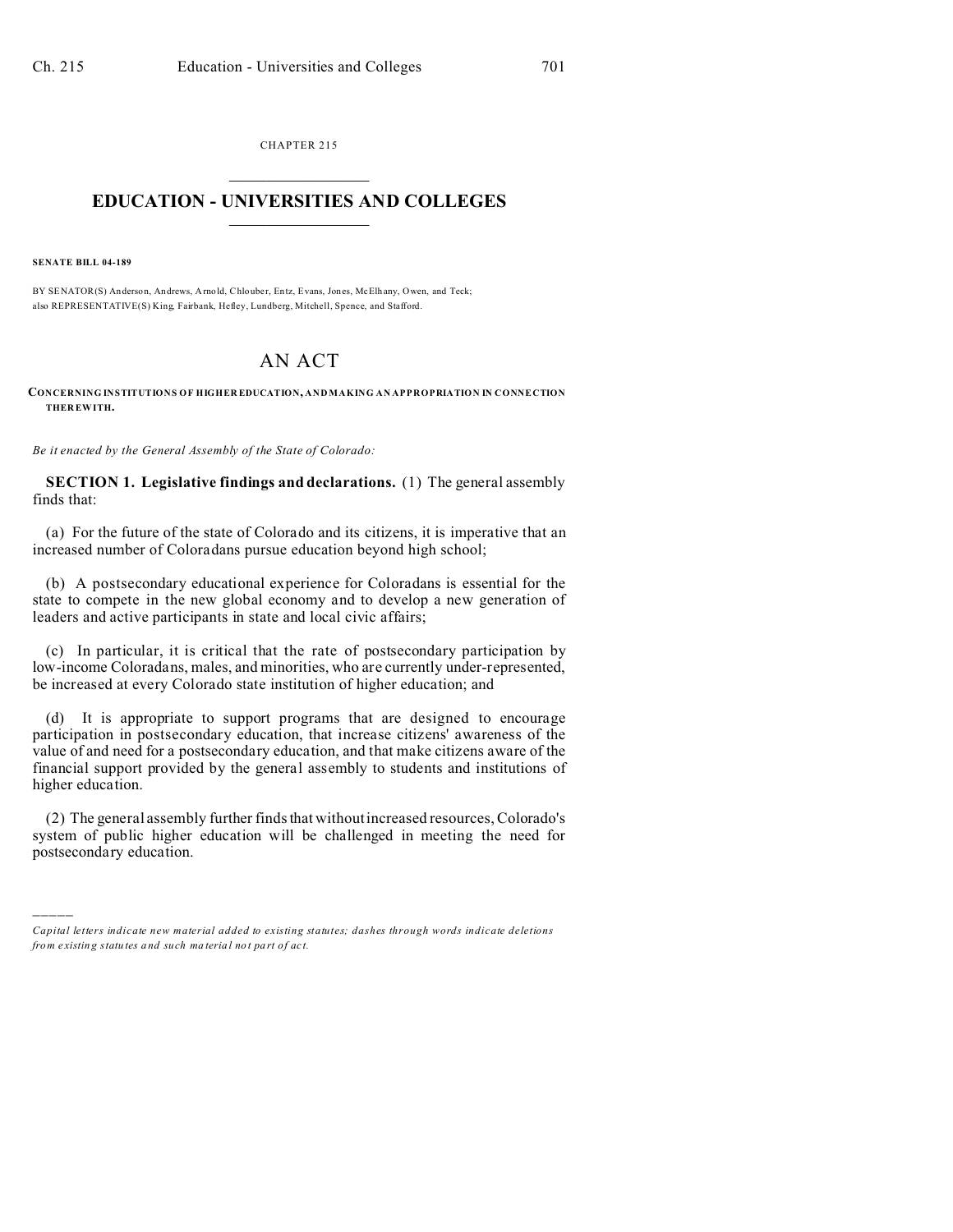CHAPTER 215

# EDUCATION - UNIVERSITIES AND COLLEGES

**SENATE BILL 04-189**

BY SENATOR(S) Anderson, Andrews, Arnold, Chlouber, Entz, Evans, Jones, McElhany, Owen, and Teck;
also REPRESENTATIVE(S) King, Fairbank, Hefley, Lundberg, Mitchell, Spence, and Stafford.

## AN ACT

**CONCERNING INSTITUTIONS OF HIGHER EDUCATION, AND MAKING AN APPROPRIATION IN CONNECTION THEREWITH.**

*Be it enacted by the General Assembly of the State of Colorado:*

**SECTION 1. Legislative findings and declarations.** (1) The general assembly finds that:

(a) For the future of the state of Colorado and its citizens, it is imperative that an increased number of Coloradans pursue education beyond high school;

(b) A postsecondary educational experience for Coloradans is essential for the state to compete in the new global economy and to develop a new generation of leaders and active participants in state and local civic affairs;

(c) In particular, it is critical that the rate of postsecondary participation by low-income Coloradans, males, and minorities, who are currently under-represented, be increased at every Colorado state institution of higher education; and

(d) It is appropriate to support programs that are designed to encourage participation in postsecondary education, that increase citizens' awareness of the value of and need for a postsecondary education, and that make citizens aware of the financial support provided by the general assembly to students and institutions of higher education.

(2) The general assembly further finds that without increased resources, Colorado's system of public higher education will be challenged in meeting the need for postsecondary education.

*Capital letters indicate new material added to existing statutes; dashes through words indicate deletions from existing statutes and such material not part of act.*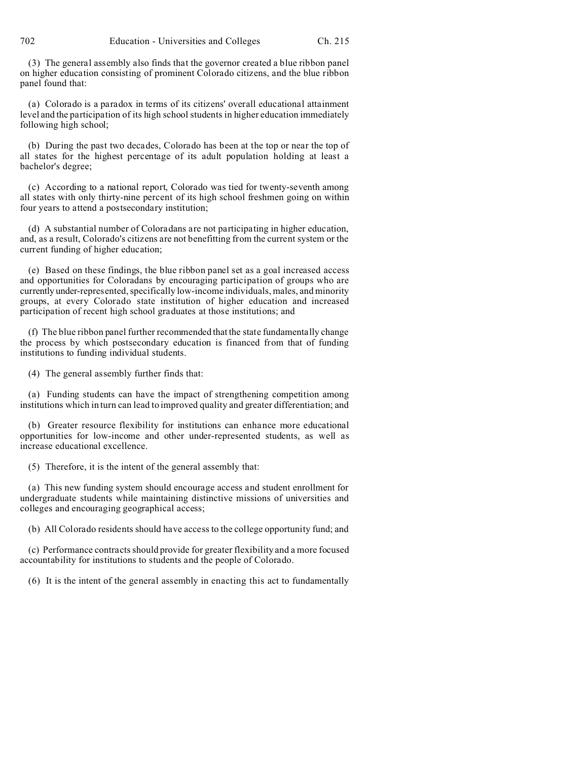(3) The general assembly also finds that the governor created a blue ribbon panel on higher education consisting of prominent Colorado citizens, and the blue ribbon panel found that:

(a) Colorado is a paradox in terms of its citizens' overall educational attainment level and the participation of its high school students in higher education immediately following high school;

(b) During the past two decades, Colorado has been at the top or near the top of all states for the highest percentage of its adult population holding at least a bachelor's degree;

(c) According to a national report, Colorado was tied for twenty-seventh among all states with only thirty-nine percent of its high school freshmen going on within four years to attend a postsecondary institution;

(d) A substantial number of Coloradans are not participating in higher education, and, as a result, Colorado's citizens are not benefitting from the current system or the current funding of higher education;

(e) Based on these findings, the blue ribbon panel set as a goal increased access and opportunities for Coloradans by encouraging participation of groups who are currently under-represented, specifically low-income individuals, males, and minority groups, at every Colorado state institution of higher education and increased participation of recent high school graduates at those institutions; and

(f) The blue ribbon panel further recommended that the state fundamentally change the process by which postsecondary education is financed from that of funding institutions to funding individual students.

(4) The general assembly further finds that:

(a) Funding students can have the impact of strengthening competition among institutions which in turn can lead to improved quality and greater differentiation; and

(b) Greater resource flexibility for institutions can enhance more educational opportunities for low-income and other under-represented students, as well as increase educational excellence.

(5) Therefore, it is the intent of the general assembly that:

(a) This new funding system should encourage access and student enrollment for undergraduate students while maintaining distinctive missions of universities and colleges and encouraging geographical access;

(b) All Colorado residents should have access to the college opportunity fund; and

(c) Performance contracts should provide for greater flexibility and a more focused accountability for institutions to students and the people of Colorado.

(6) It is the intent of the general assembly in enacting this act to fundamentally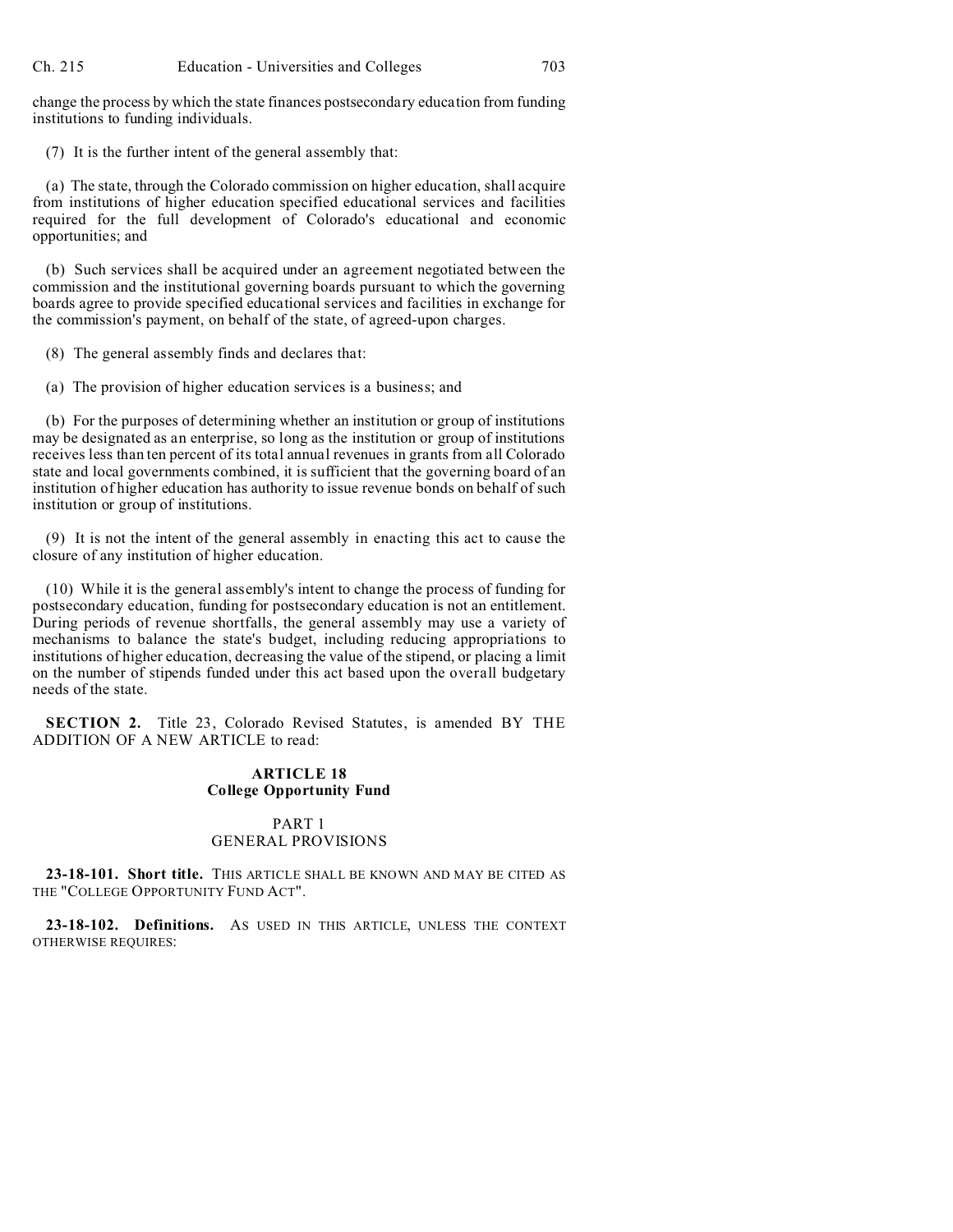change the process by which the state finances postsecondary education from funding institutions to funding individuals.

(7) It is the further intent of the general assembly that:

(a) The state, through the Colorado commission on higher education, shall acquire from institutions of higher education specified educational services and facilities required for the full development of Colorado's educational and economic opportunities; and

(b) Such services shall be acquired under an agreement negotiated between the commission and the institutional governing boards pursuant to which the governing boards agree to provide specified educational services and facilities in exchange for the commission's payment, on behalf of the state, of agreed-upon charges.

(8) The general assembly finds and declares that:

(a) The provision of higher education services is a business; and

(b) For the purposes of determining whether an institution or group of institutions may be designated as an enterprise, so long as the institution or group of institutions receives less than ten percent of its total annual revenues in grants from all Colorado state and local governments combined, it is sufficient that the governing board of an institution of higher education has authority to issue revenue bonds on behalf of such institution or group of institutions.

(9) It is not the intent of the general assembly in enacting this act to cause the closure of any institution of higher education.

(10) While it is the general assembly's intent to change the process of funding for postsecondary education, funding for postsecondary education is not an entitlement. During periods of revenue shortfalls, the general assembly may use a variety of mechanisms to balance the state's budget, including reducing appropriations to institutions of higher education, decreasing the value of the stipend, or placing a limit on the number of stipends funded under this act based upon the overall budgetary needs of the state.

**SECTION 2.** Title 23, Colorado Revised Statutes, is amended BY THE ADDITION OF A NEW ARTICLE to read:

## ARTICLE 18
## College Opportunity Fund

### PART 1
### GENERAL PROVISIONS

**23-18-101. Short title.** THIS ARTICLE SHALL BE KNOWN AND MAY BE CITED AS THE "COLLEGE OPPORTUNITY FUND ACT".

**23-18-102. Definitions.** AS USED IN THIS ARTICLE, UNLESS THE CONTEXT OTHERWISE REQUIRES: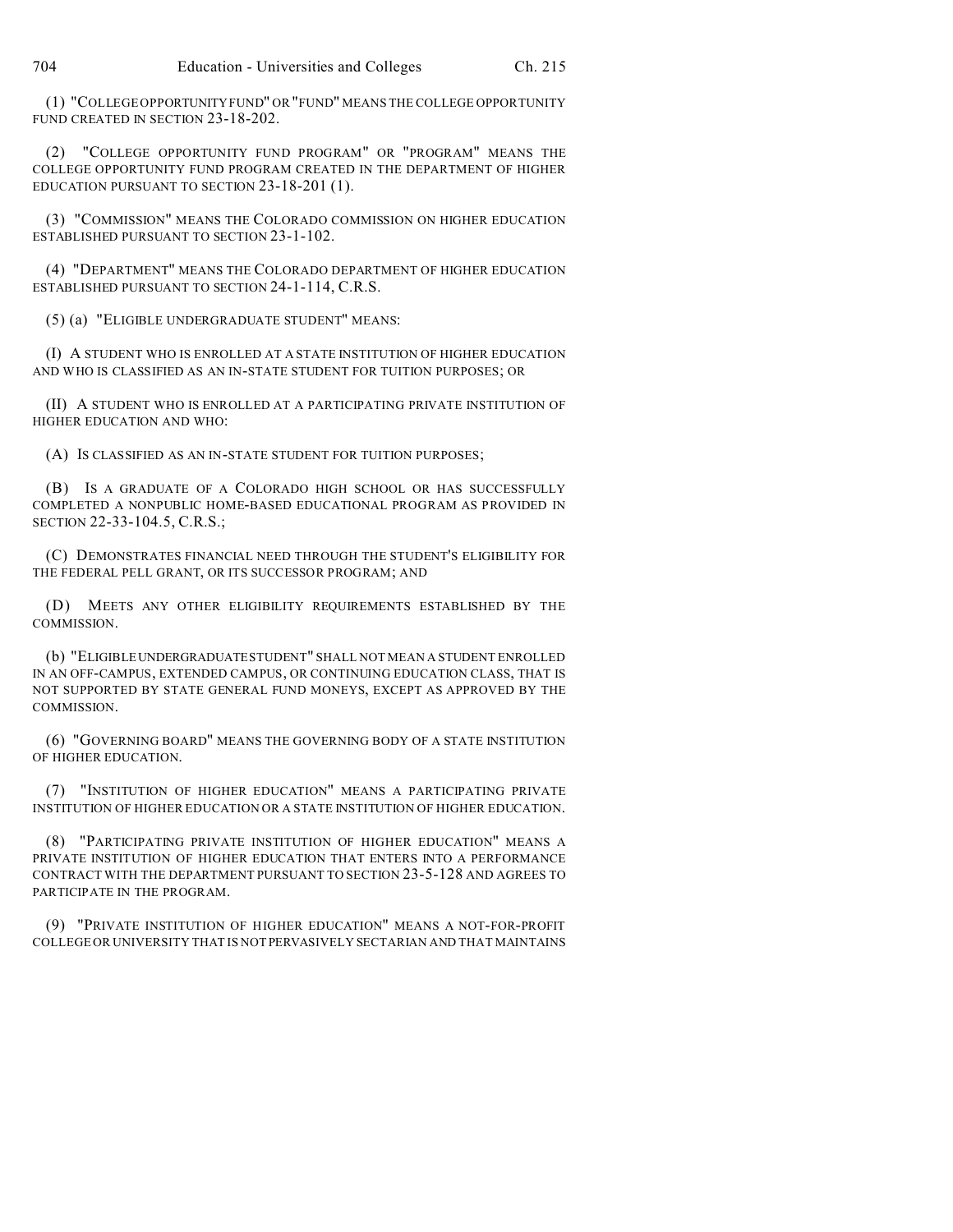(1) "COLLEGE OPPORTUNITY FUND" OR "FUND" MEANS THE COLLEGE OPPORTUNITY FUND CREATED IN SECTION 23-18-202.

(2) "COLLEGE OPPORTUNITY FUND PROGRAM" OR "PROGRAM" MEANS THE COLLEGE OPPORTUNITY FUND PROGRAM CREATED IN THE DEPARTMENT OF HIGHER EDUCATION PURSUANT TO SECTION 23-18-201 (1).

(3) "COMMISSION" MEANS THE COLORADO COMMISSION ON HIGHER EDUCATION ESTABLISHED PURSUANT TO SECTION 23-1-102.

(4) "DEPARTMENT" MEANS THE COLORADO DEPARTMENT OF HIGHER EDUCATION ESTABLISHED PURSUANT TO SECTION 24-1-114, C.R.S.

(5) (a) "ELIGIBLE UNDERGRADUATE STUDENT" MEANS:

(I) A STUDENT WHO IS ENROLLED AT A STATE INSTITUTION OF HIGHER EDUCATION AND WHO IS CLASSIFIED AS AN IN-STATE STUDENT FOR TUITION PURPOSES; OR

(II) A STUDENT WHO IS ENROLLED AT A PARTICIPATING PRIVATE INSTITUTION OF HIGHER EDUCATION AND WHO:

(A) IS CLASSIFIED AS AN IN-STATE STUDENT FOR TUITION PURPOSES;

(B) IS A GRADUATE OF A COLORADO HIGH SCHOOL OR HAS SUCCESSFULLY COMPLETED A NONPUBLIC HOME-BASED EDUCATIONAL PROGRAM AS PROVIDED IN SECTION 22-33-104.5, C.R.S.;

(C) DEMONSTRATES FINANCIAL NEED THROUGH THE STUDENT'S ELIGIBILITY FOR THE FEDERAL PELL GRANT, OR ITS SUCCESSOR PROGRAM; AND

(D) MEETS ANY OTHER ELIGIBILITY REQUIREMENTS ESTABLISHED BY THE COMMISSION.

(b) "ELIGIBLE UNDERGRADUATE STUDENT" SHALL NOT MEAN A STUDENT ENROLLED IN AN OFF-CAMPUS, EXTENDED CAMPUS, OR CONTINUING EDUCATION CLASS, THAT IS NOT SUPPORTED BY STATE GENERAL FUND MONEYS, EXCEPT AS APPROVED BY THE COMMISSION.

(6) "GOVERNING BOARD" MEANS THE GOVERNING BODY OF A STATE INSTITUTION OF HIGHER EDUCATION.

(7) "INSTITUTION OF HIGHER EDUCATION" MEANS A PARTICIPATING PRIVATE INSTITUTION OF HIGHER EDUCATION OR A STATE INSTITUTION OF HIGHER EDUCATION.

(8) "PARTICIPATING PRIVATE INSTITUTION OF HIGHER EDUCATION" MEANS A PRIVATE INSTITUTION OF HIGHER EDUCATION THAT ENTERS INTO A PERFORMANCE CONTRACT WITH THE DEPARTMENT PURSUANT TO SECTION 23-5-128 AND AGREES TO PARTICIPATE IN THE PROGRAM.

(9) "PRIVATE INSTITUTION OF HIGHER EDUCATION" MEANS A NOT-FOR-PROFIT COLLEGE OR UNIVERSITY THAT IS NOT PERVASIVELY SECTARIAN AND THAT MAINTAINS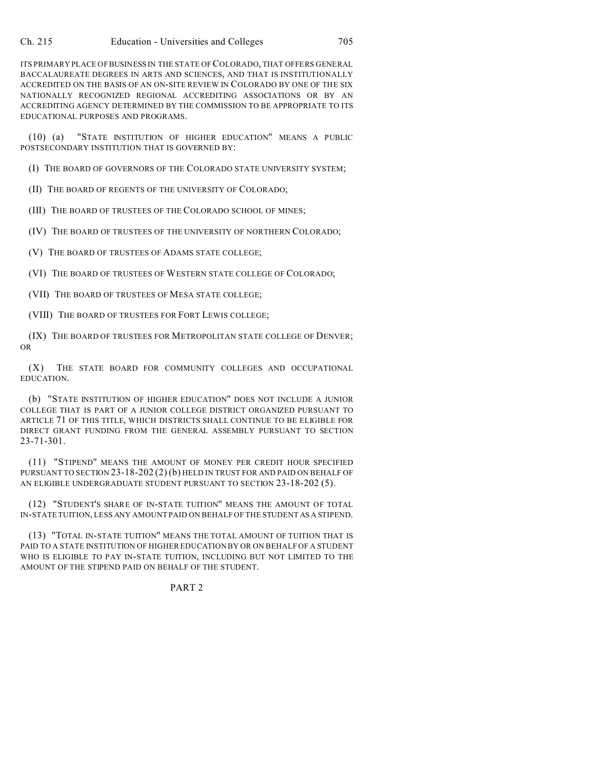ITS PRIMARY PLACE OF BUSINESS IN THE STATE OF COLORADO, THAT OFFERS GENERAL BACCALAUREATE DEGREES IN ARTS AND SCIENCES, AND THAT IS INSTITUTIONALLY ACCREDITED ON THE BASIS OF AN ON-SITE REVIEW IN COLORADO BY ONE OF THE SIX NATIONALLY RECOGNIZED REGIONAL ACCREDITING ASSOCIATIONS OR BY AN ACCREDITING AGENCY DETERMINED BY THE COMMISSION TO BE APPROPRIATE TO ITS EDUCATIONAL PURPOSES AND PROGRAMS.

(10) (a) "STATE INSTITUTION OF HIGHER EDUCATION" MEANS A PUBLIC POSTSECONDARY INSTITUTION THAT IS GOVERNED BY:

(I) THE BOARD OF GOVERNORS OF THE COLORADO STATE UNIVERSITY SYSTEM;

(II) THE BOARD OF REGENTS OF THE UNIVERSITY OF COLORADO;

(III) THE BOARD OF TRUSTEES OF THE COLORADO SCHOOL OF MINES;

(IV) THE BOARD OF TRUSTEES OF THE UNIVERSITY OF NORTHERN COLORADO;

(V) THE BOARD OF TRUSTEES OF ADAMS STATE COLLEGE;

(VI) THE BOARD OF TRUSTEES OF WESTERN STATE COLLEGE OF COLORADO;

(VII) THE BOARD OF TRUSTEES OF MESA STATE COLLEGE;

(VIII) THE BOARD OF TRUSTEES FOR FORT LEWIS COLLEGE;

(IX) THE BOARD OF TRUSTEES FOR METROPOLITAN STATE COLLEGE OF DENVER; OR

(X) THE STATE BOARD FOR COMMUNITY COLLEGES AND OCCUPATIONAL EDUCATION.

(b) "STATE INSTITUTION OF HIGHER EDUCATION" DOES NOT INCLUDE A JUNIOR COLLEGE THAT IS PART OF A JUNIOR COLLEGE DISTRICT ORGANIZED PURSUANT TO ARTICLE 71 OF THIS TITLE, WHICH DISTRICTS SHALL CONTINUE TO BE ELIGIBLE FOR DIRECT GRANT FUNDING FROM THE GENERAL ASSEMBLY PURSUANT TO SECTION 23-71-301.

(11) "STIPEND" MEANS THE AMOUNT OF MONEY PER CREDIT HOUR SPECIFIED PURSUANT TO SECTION 23-18-202 (2) (b) HELD IN TRUST FOR AND PAID ON BEHALF OF AN ELIGIBLE UNDERGRADUATE STUDENT PURSUANT TO SECTION 23-18-202 (5).

(12) "STUDENT'S SHARE OF IN-STATE TUITION" MEANS THE AMOUNT OF TOTAL IN-STATE TUITION, LESS ANY AMOUNT PAID ON BEHALF OF THE STUDENT AS A STIPEND.

(13) "TOTAL IN-STATE TUITION" MEANS THE TOTAL AMOUNT OF TUITION THAT IS PAID TO A STATE INSTITUTION OF HIGHER EDUCATION BY OR ON BEHALF OF A STUDENT WHO IS ELIGIBLE TO PAY IN-STATE TUITION, INCLUDING BUT NOT LIMITED TO THE AMOUNT OF THE STIPEND PAID ON BEHALF OF THE STUDENT.

PART 2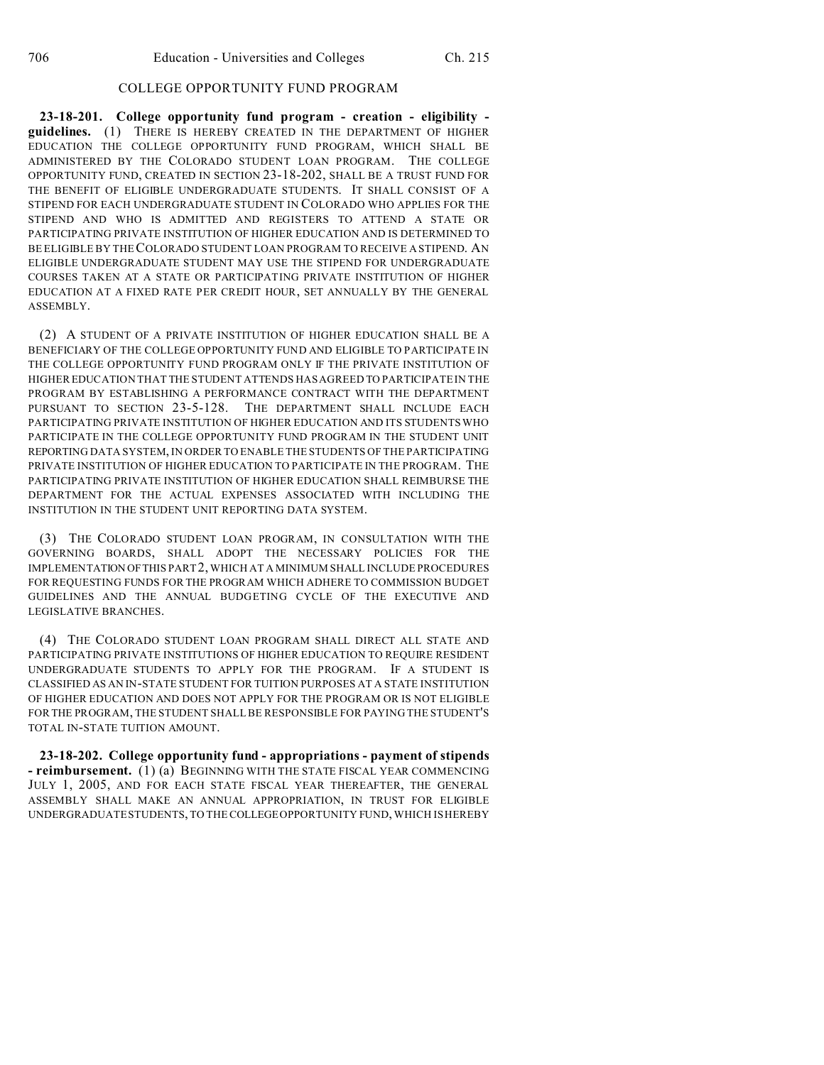## COLLEGE OPPORTUNITY FUND PROGRAM

**23-18-201. College opportunity fund program - creation - eligibility - guidelines.** (1) THERE IS HEREBY CREATED IN THE DEPARTMENT OF HIGHER EDUCATION THE COLLEGE OPPORTUNITY FUND PROGRAM, WHICH SHALL BE ADMINISTERED BY THE COLORADO STUDENT LOAN PROGRAM. THE COLLEGE OPPORTUNITY FUND, CREATED IN SECTION 23-18-202, SHALL BE A TRUST FUND FOR THE BENEFIT OF ELIGIBLE UNDERGRADUATE STUDENTS. IT SHALL CONSIST OF A STIPEND FOR EACH UNDERGRADUATE STUDENT IN COLORADO WHO APPLIES FOR THE STIPEND AND WHO IS ADMITTED AND REGISTERS TO ATTEND A STATE OR PARTICIPATING PRIVATE INSTITUTION OF HIGHER EDUCATION AND IS DETERMINED TO BE ELIGIBLE BY THE COLORADO STUDENT LOAN PROGRAM TO RECEIVE A STIPEND. AN ELIGIBLE UNDERGRADUATE STUDENT MAY USE THE STIPEND FOR UNDERGRADUATE COURSES TAKEN AT A STATE OR PARTICIPATING PRIVATE INSTITUTION OF HIGHER EDUCATION AT A FIXED RATE PER CREDIT HOUR, SET ANNUALLY BY THE GENERAL ASSEMBLY.

(2) A STUDENT OF A PRIVATE INSTITUTION OF HIGHER EDUCATION SHALL BE A BENEFICIARY OF THE COLLEGE OPPORTUNITY FUND AND ELIGIBLE TO PARTICIPATE IN THE COLLEGE OPPORTUNITY FUND PROGRAM ONLY IF THE PRIVATE INSTITUTION OF HIGHER EDUCATION THAT THE STUDENT ATTENDS HAS AGREED TO PARTICIPATE IN THE PROGRAM BY ESTABLISHING A PERFORMANCE CONTRACT WITH THE DEPARTMENT PURSUANT TO SECTION 23-5-128. THE DEPARTMENT SHALL INCLUDE EACH PARTICIPATING PRIVATE INSTITUTION OF HIGHER EDUCATION AND ITS STUDENTS WHO PARTICIPATE IN THE COLLEGE OPPORTUNITY FUND PROGRAM IN THE STUDENT UNIT REPORTING DATA SYSTEM, IN ORDER TO ENABLE THE STUDENTS OF THE PARTICIPATING PRIVATE INSTITUTION OF HIGHER EDUCATION TO PARTICIPATE IN THE PROGRAM. THE PARTICIPATING PRIVATE INSTITUTION OF HIGHER EDUCATION SHALL REIMBURSE THE DEPARTMENT FOR THE ACTUAL EXPENSES ASSOCIATED WITH INCLUDING THE INSTITUTION IN THE STUDENT UNIT REPORTING DATA SYSTEM.

(3) THE COLORADO STUDENT LOAN PROGRAM, IN CONSULTATION WITH THE GOVERNING BOARDS, SHALL ADOPT THE NECESSARY POLICIES FOR THE IMPLEMENTATION OF THIS PART 2, WHICH AT A MINIMUM SHALL INCLUDE PROCEDURES FOR REQUESTING FUNDS FOR THE PROGRAM WHICH ADHERE TO COMMISSION BUDGET GUIDELINES AND THE ANNUAL BUDGETING CYCLE OF THE EXECUTIVE AND LEGISLATIVE BRANCHES.

(4) THE COLORADO STUDENT LOAN PROGRAM SHALL DIRECT ALL STATE AND PARTICIPATING PRIVATE INSTITUTIONS OF HIGHER EDUCATION TO REQUIRE RESIDENT UNDERGRADUATE STUDENTS TO APPLY FOR THE PROGRAM. IF A STUDENT IS CLASSIFIED AS AN IN-STATE STUDENT FOR TUITION PURPOSES AT A STATE INSTITUTION OF HIGHER EDUCATION AND DOES NOT APPLY FOR THE PROGRAM OR IS NOT ELIGIBLE FOR THE PROGRAM, THE STUDENT SHALL BE RESPONSIBLE FOR PAYING THE STUDENT'S TOTAL IN-STATE TUITION AMOUNT.

**23-18-202. College opportunity fund - appropriations - payment of stipends - reimbursement.** (1) (a) BEGINNING WITH THE STATE FISCAL YEAR COMMENCING JULY 1, 2005, AND FOR EACH STATE FISCAL YEAR THEREAFTER, THE GENERAL ASSEMBLY SHALL MAKE AN ANNUAL APPROPRIATION, IN TRUST FOR ELIGIBLE UNDERGRADUATE STUDENTS, TO THE COLLEGE OPPORTUNITY FUND, WHICH IS HEREBY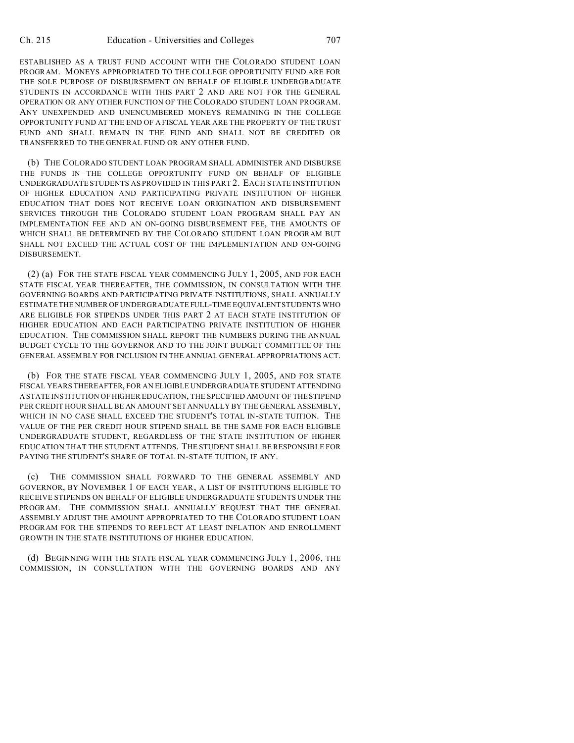ESTABLISHED AS A TRUST FUND ACCOUNT WITH THE COLORADO STUDENT LOAN PROGRAM. MONEYS APPROPRIATED TO THE COLLEGE OPPORTUNITY FUND ARE FOR THE SOLE PURPOSE OF DISBURSEMENT ON BEHALF OF ELIGIBLE UNDERGRADUATE STUDENTS IN ACCORDANCE WITH THIS PART 2 AND ARE NOT FOR THE GENERAL OPERATION OR ANY OTHER FUNCTION OF THE COLORADO STUDENT LOAN PROGRAM. ANY UNEXPENDED AND UNENCUMBERED MONEYS REMAINING IN THE COLLEGE OPPORTUNITY FUND AT THE END OF A FISCAL YEAR ARE THE PROPERTY OF THE TRUST FUND AND SHALL REMAIN IN THE FUND AND SHALL NOT BE CREDITED OR TRANSFERRED TO THE GENERAL FUND OR ANY OTHER FUND.

(b) THE COLORADO STUDENT LOAN PROGRAM SHALL ADMINISTER AND DISBURSE THE FUNDS IN THE COLLEGE OPPORTUNITY FUND ON BEHALF OF ELIGIBLE UNDERGRADUATE STUDENTS AS PROVIDED IN THIS PART 2. EACH STATE INSTITUTION OF HIGHER EDUCATION AND PARTICIPATING PRIVATE INSTITUTION OF HIGHER EDUCATION THAT DOES NOT RECEIVE LOAN ORIGINATION AND DISBURSEMENT SERVICES THROUGH THE COLORADO STUDENT LOAN PROGRAM SHALL PAY AN IMPLEMENTATION FEE AND AN ON-GOING DISBURSEMENT FEE, THE AMOUNTS OF WHICH SHALL BE DETERMINED BY THE COLORADO STUDENT LOAN PROGRAM BUT SHALL NOT EXCEED THE ACTUAL COST OF THE IMPLEMENTATION AND ON-GOING DISBURSEMENT.

(2) (a) FOR THE STATE FISCAL YEAR COMMENCING JULY 1, 2005, AND FOR EACH STATE FISCAL YEAR THEREAFTER, THE COMMISSION, IN CONSULTATION WITH THE GOVERNING BOARDS AND PARTICIPATING PRIVATE INSTITUTIONS, SHALL ANNUALLY ESTIMATE THE NUMBER OF UNDERGRADUATE FULL-TIME EQUIVALENT STUDENTS WHO ARE ELIGIBLE FOR STIPENDS UNDER THIS PART 2 AT EACH STATE INSTITUTION OF HIGHER EDUCATION AND EACH PARTICIPATING PRIVATE INSTITUTION OF HIGHER EDUCATION. THE COMMISSION SHALL REPORT THE NUMBERS DURING THE ANNUAL BUDGET CYCLE TO THE GOVERNOR AND TO THE JOINT BUDGET COMMITTEE OF THE GENERAL ASSEMBLY FOR INCLUSION IN THE ANNUAL GENERAL APPROPRIATIONS ACT.

(b) FOR THE STATE FISCAL YEAR COMMENCING JULY 1, 2005, AND FOR STATE FISCAL YEARS THEREAFTER, FOR AN ELIGIBLE UNDERGRADUATE STUDENT ATTENDING A STATE INSTITUTION OF HIGHER EDUCATION, THE SPECIFIED AMOUNT OF THE STIPEND PER CREDIT HOUR SHALL BE AN AMOUNT SET ANNUALLY BY THE GENERAL ASSEMBLY, WHICH IN NO CASE SHALL EXCEED THE STUDENT'S TOTAL IN-STATE TUITION. THE VALUE OF THE PER CREDIT HOUR STIPEND SHALL BE THE SAME FOR EACH ELIGIBLE UNDERGRADUATE STUDENT, REGARDLESS OF THE STATE INSTITUTION OF HIGHER EDUCATION THAT THE STUDENT ATTENDS. THE STUDENT SHALL BE RESPONSIBLE FOR PAYING THE STUDENT'S SHARE OF TOTAL IN-STATE TUITION, IF ANY.

(c) THE COMMISSION SHALL FORWARD TO THE GENERAL ASSEMBLY AND GOVERNOR, BY NOVEMBER 1 OF EACH YEAR, A LIST OF INSTITUTIONS ELIGIBLE TO RECEIVE STIPENDS ON BEHALF OF ELIGIBLE UNDERGRADUATE STUDENTS UNDER THE PROGRAM. THE COMMISSION SHALL ANNUALLY REQUEST THAT THE GENERAL ASSEMBLY ADJUST THE AMOUNT APPROPRIATED TO THE COLORADO STUDENT LOAN PROGRAM FOR THE STIPENDS TO REFLECT AT LEAST INFLATION AND ENROLLMENT GROWTH IN THE STATE INSTITUTIONS OF HIGHER EDUCATION.

(d) BEGINNING WITH THE STATE FISCAL YEAR COMMENCING JULY 1, 2006, THE COMMISSION, IN CONSULTATION WITH THE GOVERNING BOARDS AND ANY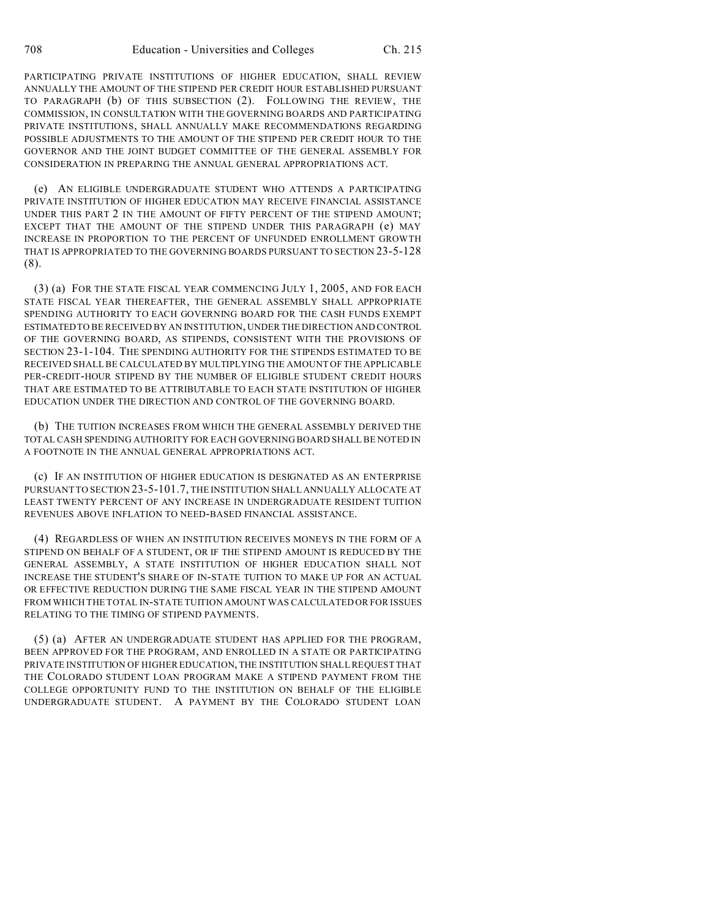PARTICIPATING PRIVATE INSTITUTIONS OF HIGHER EDUCATION, SHALL REVIEW ANNUALLY THE AMOUNT OF THE STIPEND PER CREDIT HOUR ESTABLISHED PURSUANT TO PARAGRAPH (b) OF THIS SUBSECTION (2). FOLLOWING THE REVIEW, THE COMMISSION, IN CONSULTATION WITH THE GOVERNING BOARDS AND PARTICIPATING PRIVATE INSTITUTIONS, SHALL ANNUALLY MAKE RECOMMENDATIONS REGARDING POSSIBLE ADJUSTMENTS TO THE AMOUNT OF THE STIPEND PER CREDIT HOUR TO THE GOVERNOR AND THE JOINT BUDGET COMMITTEE OF THE GENERAL ASSEMBLY FOR CONSIDERATION IN PREPARING THE ANNUAL GENERAL APPROPRIATIONS ACT.

(e) AN ELIGIBLE UNDERGRADUATE STUDENT WHO ATTENDS A PARTICIPATING PRIVATE INSTITUTION OF HIGHER EDUCATION MAY RECEIVE FINANCIAL ASSISTANCE UNDER THIS PART 2 IN THE AMOUNT OF FIFTY PERCENT OF THE STIPEND AMOUNT; EXCEPT THAT THE AMOUNT OF THE STIPEND UNDER THIS PARAGRAPH (e) MAY INCREASE IN PROPORTION TO THE PERCENT OF UNFUNDED ENROLLMENT GROWTH THAT IS APPROPRIATED TO THE GOVERNING BOARDS PURSUANT TO SECTION 23-5-128 (8).

(3) (a) FOR THE STATE FISCAL YEAR COMMENCING JULY 1, 2005, AND FOR EACH STATE FISCAL YEAR THEREAFTER, THE GENERAL ASSEMBLY SHALL APPROPRIATE SPENDING AUTHORITY TO EACH GOVERNING BOARD FOR THE CASH FUNDS EXEMPT ESTIMATED TO BE RECEIVED BY AN INSTITUTION, UNDER THE DIRECTION AND CONTROL OF THE GOVERNING BOARD, AS STIPENDS, CONSISTENT WITH THE PROVISIONS OF SECTION 23-1-104. THE SPENDING AUTHORITY FOR THE STIPENDS ESTIMATED TO BE RECEIVED SHALL BE CALCULATED BY MULTIPLYING THE AMOUNT OF THE APPLICABLE PER-CREDIT-HOUR STIPEND BY THE NUMBER OF ELIGIBLE STUDENT CREDIT HOURS THAT ARE ESTIMATED TO BE ATTRIBUTABLE TO EACH STATE INSTITUTION OF HIGHER EDUCATION UNDER THE DIRECTION AND CONTROL OF THE GOVERNING BOARD.

(b) THE TUITION INCREASES FROM WHICH THE GENERAL ASSEMBLY DERIVED THE TOTAL CASH SPENDING AUTHORITY FOR EACH GOVERNING BOARD SHALL BE NOTED IN A FOOTNOTE IN THE ANNUAL GENERAL APPROPRIATIONS ACT.

(c) IF AN INSTITUTION OF HIGHER EDUCATION IS DESIGNATED AS AN ENTERPRISE PURSUANT TO SECTION 23-5-101.7, THE INSTITUTION SHALL ANNUALLY ALLOCATE AT LEAST TWENTY PERCENT OF ANY INCREASE IN UNDERGRADUATE RESIDENT TUITION REVENUES ABOVE INFLATION TO NEED-BASED FINANCIAL ASSISTANCE.

(4) REGARDLESS OF WHEN AN INSTITUTION RECEIVES MONEYS IN THE FORM OF A STIPEND ON BEHALF OF A STUDENT, OR IF THE STIPEND AMOUNT IS REDUCED BY THE GENERAL ASSEMBLY, A STATE INSTITUTION OF HIGHER EDUCATION SHALL NOT INCREASE THE STUDENT'S SHARE OF IN-STATE TUITION TO MAKE UP FOR AN ACTUAL OR EFFECTIVE REDUCTION DURING THE SAME FISCAL YEAR IN THE STIPEND AMOUNT FROM WHICH THE TOTAL IN-STATE TUITION AMOUNT WAS CALCULATED OR FOR ISSUES RELATING TO THE TIMING OF STIPEND PAYMENTS.

(5) (a) AFTER AN UNDERGRADUATE STUDENT HAS APPLIED FOR THE PROGRAM, BEEN APPROVED FOR THE PROGRAM, AND ENROLLED IN A STATE OR PARTICIPATING PRIVATE INSTITUTION OF HIGHER EDUCATION, THE INSTITUTION SHALL REQUEST THAT THE COLORADO STUDENT LOAN PROGRAM MAKE A STIPEND PAYMENT FROM THE COLLEGE OPPORTUNITY FUND TO THE INSTITUTION ON BEHALF OF THE ELIGIBLE UNDERGRADUATE STUDENT. A PAYMENT BY THE COLORADO STUDENT LOAN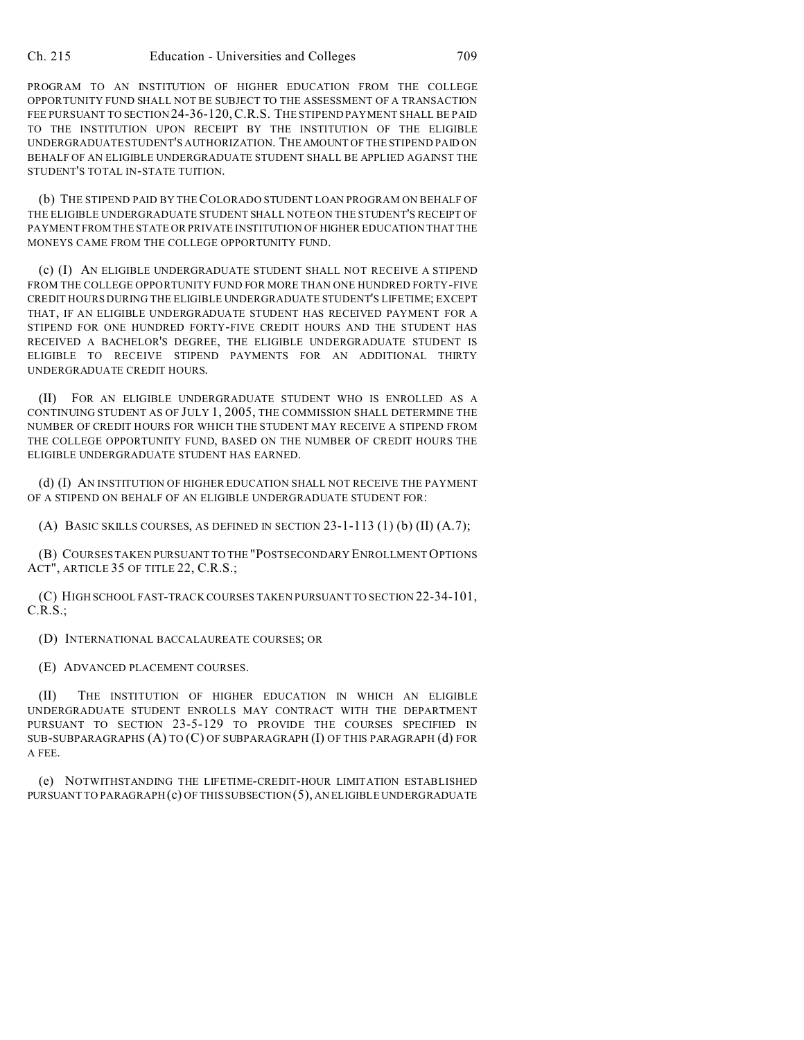PROGRAM TO AN INSTITUTION OF HIGHER EDUCATION FROM THE COLLEGE OPPORTUNITY FUND SHALL NOT BE SUBJECT TO THE ASSESSMENT OF A TRANSACTION FEE PURSUANT TO SECTION 24-36-120, C.R.S. THE STIPEND PAYMENT SHALL BE PAID TO THE INSTITUTION UPON RECEIPT BY THE INSTITUTION OF THE ELIGIBLE UNDERGRADUATE STUDENT'S AUTHORIZATION. THE AMOUNT OF THE STIPEND PAID ON BEHALF OF AN ELIGIBLE UNDERGRADUATE STUDENT SHALL BE APPLIED AGAINST THE STUDENT'S TOTAL IN-STATE TUITION.

(b) THE STIPEND PAID BY THE COLORADO STUDENT LOAN PROGRAM ON BEHALF OF THE ELIGIBLE UNDERGRADUATE STUDENT SHALL NOTE ON THE STUDENT'S RECEIPT OF PAYMENT FROM THE STATE OR PRIVATE INSTITUTION OF HIGHER EDUCATION THAT THE MONEYS CAME FROM THE COLLEGE OPPORTUNITY FUND.

(c) (I) AN ELIGIBLE UNDERGRADUATE STUDENT SHALL NOT RECEIVE A STIPEND FROM THE COLLEGE OPPORTUNITY FUND FOR MORE THAN ONE HUNDRED FORTY-FIVE CREDIT HOURS DURING THE ELIGIBLE UNDERGRADUATE STUDENT'S LIFETIME; EXCEPT THAT, IF AN ELIGIBLE UNDERGRADUATE STUDENT HAS RECEIVED PAYMENT FOR A STIPEND FOR ONE HUNDRED FORTY-FIVE CREDIT HOURS AND THE STUDENT HAS RECEIVED A BACHELOR'S DEGREE, THE ELIGIBLE UNDERGRADUATE STUDENT IS ELIGIBLE TO RECEIVE STIPEND PAYMENTS FOR AN ADDITIONAL THIRTY UNDERGRADUATE CREDIT HOURS.

(II) FOR AN ELIGIBLE UNDERGRADUATE STUDENT WHO IS ENROLLED AS A CONTINUING STUDENT AS OF JULY 1, 2005, THE COMMISSION SHALL DETERMINE THE NUMBER OF CREDIT HOURS FOR WHICH THE STUDENT MAY RECEIVE A STIPEND FROM THE COLLEGE OPPORTUNITY FUND, BASED ON THE NUMBER OF CREDIT HOURS THE ELIGIBLE UNDERGRADUATE STUDENT HAS EARNED.

(d) (I) AN INSTITUTION OF HIGHER EDUCATION SHALL NOT RECEIVE THE PAYMENT OF A STIPEND ON BEHALF OF AN ELIGIBLE UNDERGRADUATE STUDENT FOR:

(A) BASIC SKILLS COURSES, AS DEFINED IN SECTION 23-1-113 (1) (b) (II) (A.7);

(B) COURSES TAKEN PURSUANT TO THE "POSTSECONDARY ENROLLMENT OPTIONS ACT", ARTICLE 35 OF TITLE 22, C.R.S.;

(C) HIGH SCHOOL FAST-TRACK COURSES TAKEN PURSUANT TO SECTION 22-34-101, C.R.S.;

(D) INTERNATIONAL BACCALAUREATE COURSES; OR

(E) ADVANCED PLACEMENT COURSES.

(II) THE INSTITUTION OF HIGHER EDUCATION IN WHICH AN ELIGIBLE UNDERGRADUATE STUDENT ENROLLS MAY CONTRACT WITH THE DEPARTMENT PURSUANT TO SECTION 23-5-129 TO PROVIDE THE COURSES SPECIFIED IN SUB-SUBPARAGRAPHS (A) TO (C) OF SUBPARAGRAPH (I) OF THIS PARAGRAPH (d) FOR A FEE.

(e) NOTWITHSTANDING THE LIFETIME-CREDIT-HOUR LIMITATION ESTABLISHED PURSUANT TO PARAGRAPH (c) OF THIS SUBSECTION (5), AN ELIGIBLE UNDERGRADUATE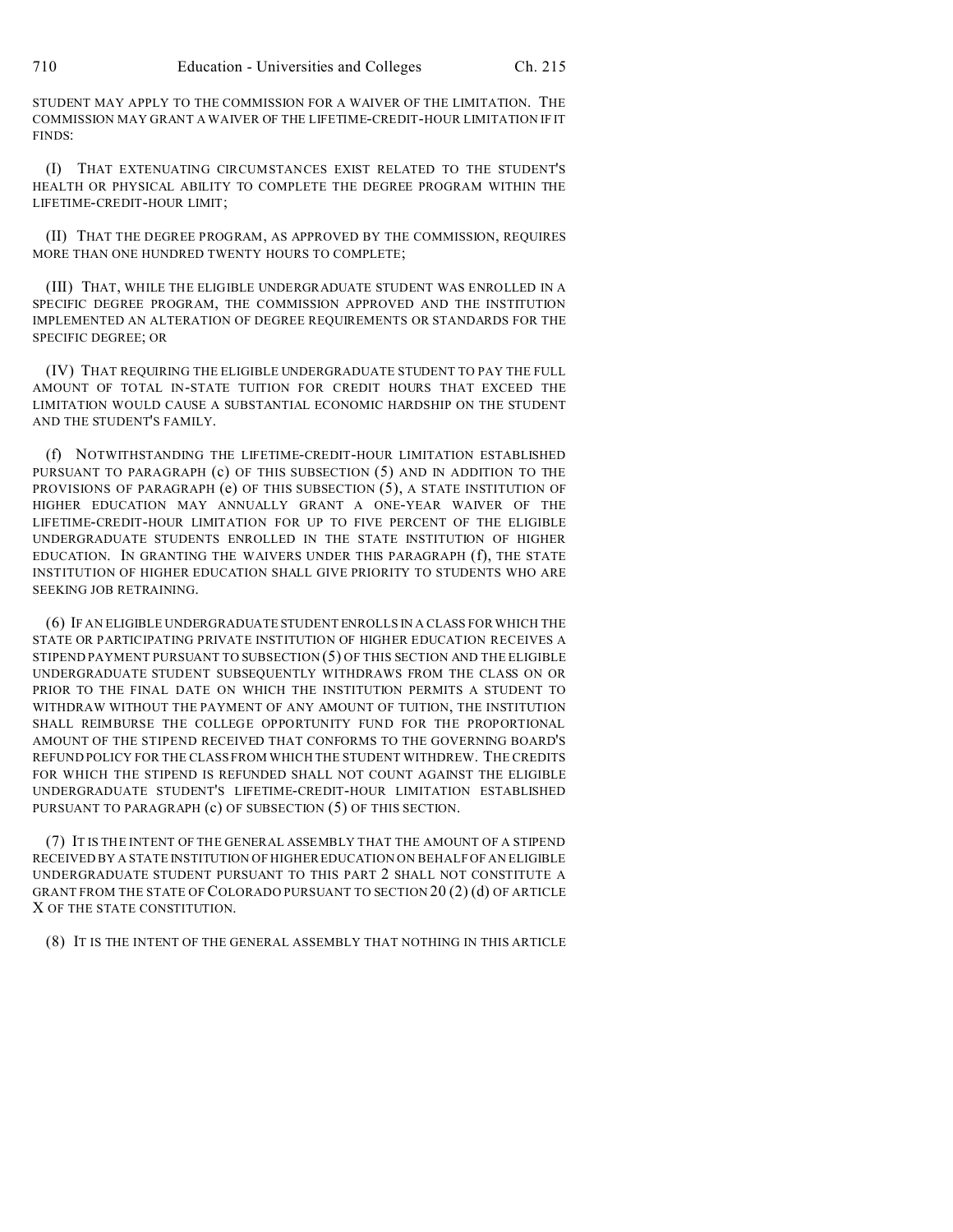STUDENT MAY APPLY TO THE COMMISSION FOR A WAIVER OF THE LIMITATION. THE COMMISSION MAY GRANT A WAIVER OF THE LIFETIME-CREDIT-HOUR LIMITATION IF IT FINDS:

(I) THAT EXTENUATING CIRCUMSTANCES EXIST RELATED TO THE STUDENT'S HEALTH OR PHYSICAL ABILITY TO COMPLETE THE DEGREE PROGRAM WITHIN THE LIFETIME-CREDIT-HOUR LIMIT;

(II) THAT THE DEGREE PROGRAM, AS APPROVED BY THE COMMISSION, REQUIRES MORE THAN ONE HUNDRED TWENTY HOURS TO COMPLETE;

(III) THAT, WHILE THE ELIGIBLE UNDERGRADUATE STUDENT WAS ENROLLED IN A SPECIFIC DEGREE PROGRAM, THE COMMISSION APPROVED AND THE INSTITUTION IMPLEMENTED AN ALTERATION OF DEGREE REQUIREMENTS OR STANDARDS FOR THE SPECIFIC DEGREE; OR

(IV) THAT REQUIRING THE ELIGIBLE UNDERGRADUATE STUDENT TO PAY THE FULL AMOUNT OF TOTAL IN-STATE TUITION FOR CREDIT HOURS THAT EXCEED THE LIMITATION WOULD CAUSE A SUBSTANTIAL ECONOMIC HARDSHIP ON THE STUDENT AND THE STUDENT'S FAMILY.

(f) NOTWITHSTANDING THE LIFETIME-CREDIT-HOUR LIMITATION ESTABLISHED PURSUANT TO PARAGRAPH (c) OF THIS SUBSECTION (5) AND IN ADDITION TO THE PROVISIONS OF PARAGRAPH (e) OF THIS SUBSECTION (5), A STATE INSTITUTION OF HIGHER EDUCATION MAY ANNUALLY GRANT A ONE-YEAR WAIVER OF THE LIFETIME-CREDIT-HOUR LIMITATION FOR UP TO FIVE PERCENT OF THE ELIGIBLE UNDERGRADUATE STUDENTS ENROLLED IN THE STATE INSTITUTION OF HIGHER EDUCATION. IN GRANTING THE WAIVERS UNDER THIS PARAGRAPH (f), THE STATE INSTITUTION OF HIGHER EDUCATION SHALL GIVE PRIORITY TO STUDENTS WHO ARE SEEKING JOB RETRAINING.

(6) IF AN ELIGIBLE UNDERGRADUATE STUDENT ENROLLS IN A CLASS FOR WHICH THE STATE OR PARTICIPATING PRIVATE INSTITUTION OF HIGHER EDUCATION RECEIVES A STIPEND PAYMENT PURSUANT TO SUBSECTION (5) OF THIS SECTION AND THE ELIGIBLE UNDERGRADUATE STUDENT SUBSEQUENTLY WITHDRAWS FROM THE CLASS ON OR PRIOR TO THE FINAL DATE ON WHICH THE INSTITUTION PERMITS A STUDENT TO WITHDRAW WITHOUT THE PAYMENT OF ANY AMOUNT OF TUITION, THE INSTITUTION SHALL REIMBURSE THE COLLEGE OPPORTUNITY FUND FOR THE PROPORTIONAL AMOUNT OF THE STIPEND RECEIVED THAT CONFORMS TO THE GOVERNING BOARD'S REFUND POLICY FOR THE CLASS FROM WHICH THE STUDENT WITHDREW. THE CREDITS FOR WHICH THE STIPEND IS REFUNDED SHALL NOT COUNT AGAINST THE ELIGIBLE UNDERGRADUATE STUDENT'S LIFETIME-CREDIT-HOUR LIMITATION ESTABLISHED PURSUANT TO PARAGRAPH (c) OF SUBSECTION (5) OF THIS SECTION.

(7) IT IS THE INTENT OF THE GENERAL ASSEMBLY THAT THE AMOUNT OF A STIPEND RECEIVED BY A STATE INSTITUTION OF HIGHER EDUCATION ON BEHALF OF AN ELIGIBLE UNDERGRADUATE STUDENT PURSUANT TO THIS PART 2 SHALL NOT CONSTITUTE A GRANT FROM THE STATE OF COLORADO PURSUANT TO SECTION 20 (2) (d) OF ARTICLE X OF THE STATE CONSTITUTION.

(8) IT IS THE INTENT OF THE GENERAL ASSEMBLY THAT NOTHING IN THIS ARTICLE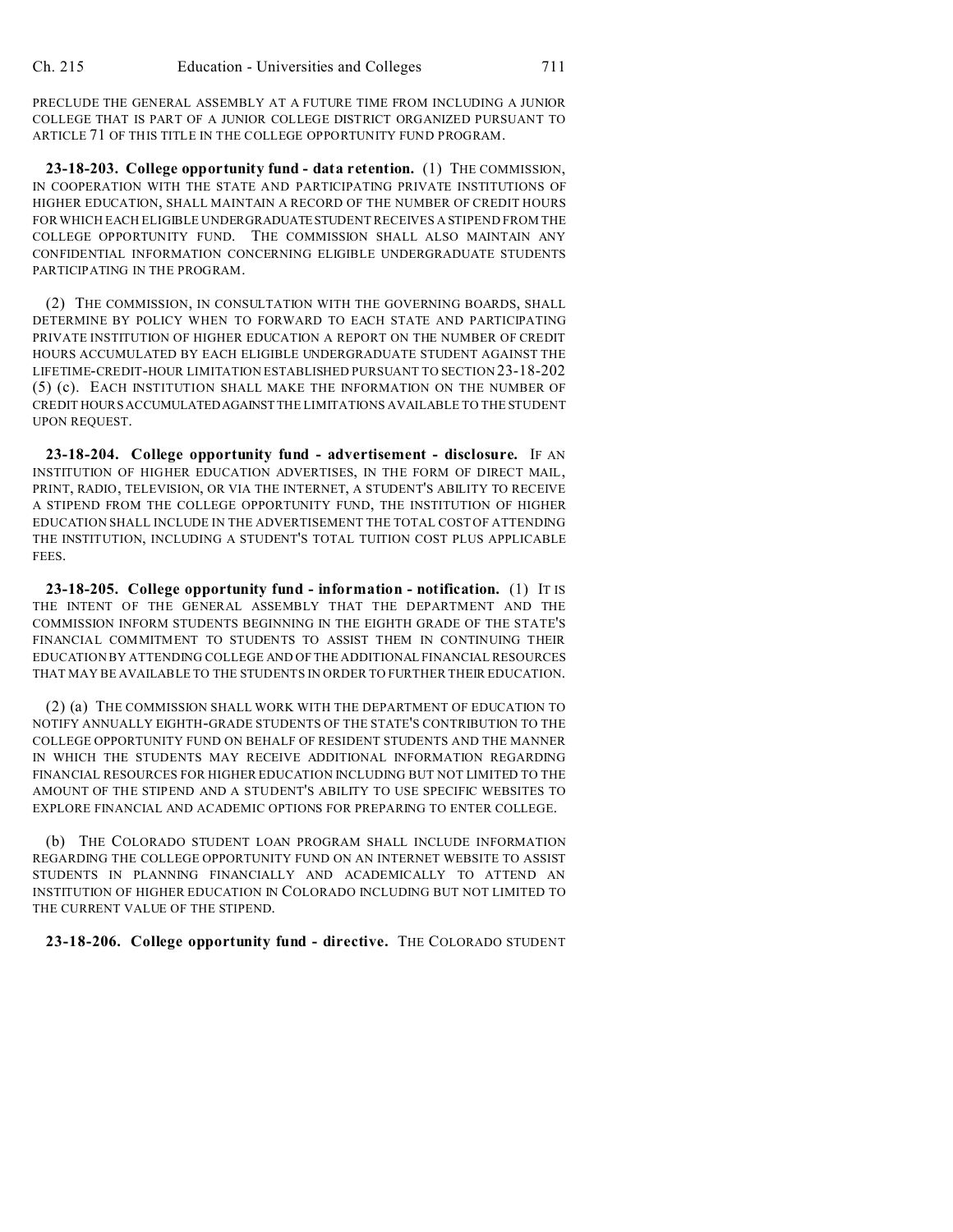PRECLUDE THE GENERAL ASSEMBLY AT A FUTURE TIME FROM INCLUDING A JUNIOR COLLEGE THAT IS PART OF A JUNIOR COLLEGE DISTRICT ORGANIZED PURSUANT TO ARTICLE 71 OF THIS TITLE IN THE COLLEGE OPPORTUNITY FUND PROGRAM.

**23-18-203. College opportunity fund - data retention.** (1) THE COMMISSION, IN COOPERATION WITH THE STATE AND PARTICIPATING PRIVATE INSTITUTIONS OF HIGHER EDUCATION, SHALL MAINTAIN A RECORD OF THE NUMBER OF CREDIT HOURS FOR WHICH EACH ELIGIBLE UNDERGRADUATE STUDENT RECEIVES A STIPEND FROM THE COLLEGE OPPORTUNITY FUND. THE COMMISSION SHALL ALSO MAINTAIN ANY CONFIDENTIAL INFORMATION CONCERNING ELIGIBLE UNDERGRADUATE STUDENTS PARTICIPATING IN THE PROGRAM.

(2) THE COMMISSION, IN CONSULTATION WITH THE GOVERNING BOARDS, SHALL DETERMINE BY POLICY WHEN TO FORWARD TO EACH STATE AND PARTICIPATING PRIVATE INSTITUTION OF HIGHER EDUCATION A REPORT ON THE NUMBER OF CREDIT HOURS ACCUMULATED BY EACH ELIGIBLE UNDERGRADUATE STUDENT AGAINST THE LIFETIME-CREDIT-HOUR LIMITATION ESTABLISHED PURSUANT TO SECTION 23-18-202 (5) (c). EACH INSTITUTION SHALL MAKE THE INFORMATION ON THE NUMBER OF CREDIT HOURS ACCUMULATED AGAINST THE LIMITATIONS AVAILABLE TO THE STUDENT UPON REQUEST.

**23-18-204. College opportunity fund - advertisement - disclosure.** IF AN INSTITUTION OF HIGHER EDUCATION ADVERTISES, IN THE FORM OF DIRECT MAIL, PRINT, RADIO, TELEVISION, OR VIA THE INTERNET, A STUDENT'S ABILITY TO RECEIVE A STIPEND FROM THE COLLEGE OPPORTUNITY FUND, THE INSTITUTION OF HIGHER EDUCATION SHALL INCLUDE IN THE ADVERTISEMENT THE TOTAL COST OF ATTENDING THE INSTITUTION, INCLUDING A STUDENT'S TOTAL TUITION COST PLUS APPLICABLE FEES.

**23-18-205. College opportunity fund - information - notification.** (1) IT IS THE INTENT OF THE GENERAL ASSEMBLY THAT THE DEPARTMENT AND THE COMMISSION INFORM STUDENTS BEGINNING IN THE EIGHTH GRADE OF THE STATE'S FINANCIAL COMMITMENT TO STUDENTS TO ASSIST THEM IN CONTINUING THEIR EDUCATION BY ATTENDING COLLEGE AND OF THE ADDITIONAL FINANCIAL RESOURCES THAT MAY BE AVAILABLE TO THE STUDENTS IN ORDER TO FURTHER THEIR EDUCATION.

(2) (a) THE COMMISSION SHALL WORK WITH THE DEPARTMENT OF EDUCATION TO NOTIFY ANNUALLY EIGHTH-GRADE STUDENTS OF THE STATE'S CONTRIBUTION TO THE COLLEGE OPPORTUNITY FUND ON BEHALF OF RESIDENT STUDENTS AND THE MANNER IN WHICH THE STUDENTS MAY RECEIVE ADDITIONAL INFORMATION REGARDING FINANCIAL RESOURCES FOR HIGHER EDUCATION INCLUDING BUT NOT LIMITED TO THE AMOUNT OF THE STIPEND AND A STUDENT'S ABILITY TO USE SPECIFIC WEBSITES TO EXPLORE FINANCIAL AND ACADEMIC OPTIONS FOR PREPARING TO ENTER COLLEGE.

(b) THE COLORADO STUDENT LOAN PROGRAM SHALL INCLUDE INFORMATION REGARDING THE COLLEGE OPPORTUNITY FUND ON AN INTERNET WEBSITE TO ASSIST STUDENTS IN PLANNING FINANCIALLY AND ACADEMICALLY TO ATTEND AN INSTITUTION OF HIGHER EDUCATION IN COLORADO INCLUDING BUT NOT LIMITED TO THE CURRENT VALUE OF THE STIPEND.

**23-18-206. College opportunity fund - directive.** THE COLORADO STUDENT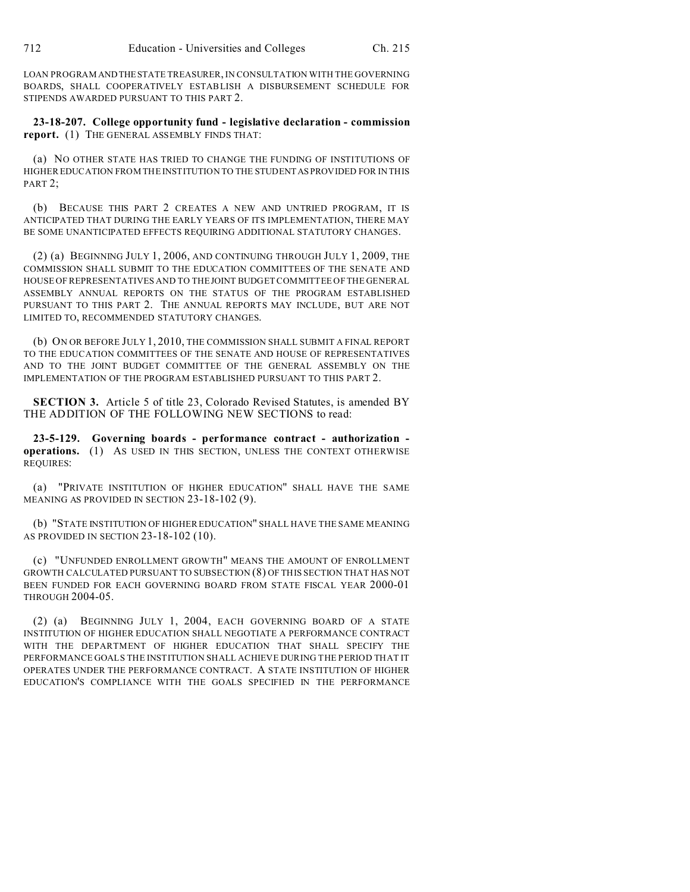LOAN PROGRAM AND THE STATE TREASURER, IN CONSULTATION WITH THE GOVERNING BOARDS, SHALL COOPERATIVELY ESTABLISH A DISBURSEMENT SCHEDULE FOR STIPENDS AWARDED PURSUANT TO THIS PART 2.

**23-18-207. College opportunity fund - legislative declaration - commission report.** (1) THE GENERAL ASSEMBLY FINDS THAT:

(a) NO OTHER STATE HAS TRIED TO CHANGE THE FUNDING OF INSTITUTIONS OF HIGHER EDUCATION FROM THE INSTITUTION TO THE STUDENT AS PROVIDED FOR IN THIS PART 2;

(b) BECAUSE THIS PART 2 CREATES A NEW AND UNTRIED PROGRAM, IT IS ANTICIPATED THAT DURING THE EARLY YEARS OF ITS IMPLEMENTATION, THERE MAY BE SOME UNANTICIPATED EFFECTS REQUIRING ADDITIONAL STATUTORY CHANGES.

(2) (a) BEGINNING JULY 1, 2006, AND CONTINUING THROUGH JULY 1, 2009, THE COMMISSION SHALL SUBMIT TO THE EDUCATION COMMITTEES OF THE SENATE AND HOUSE OF REPRESENTATIVES AND TO THE JOINT BUDGET COMMITTEE OF THE GENERAL ASSEMBLY ANNUAL REPORTS ON THE STATUS OF THE PROGRAM ESTABLISHED PURSUANT TO THIS PART 2. THE ANNUAL REPORTS MAY INCLUDE, BUT ARE NOT LIMITED TO, RECOMMENDED STATUTORY CHANGES.

(b) ON OR BEFORE JULY 1, 2010, THE COMMISSION SHALL SUBMIT A FINAL REPORT TO THE EDUCATION COMMITTEES OF THE SENATE AND HOUSE OF REPRESENTATIVES AND TO THE JOINT BUDGET COMMITTEE OF THE GENERAL ASSEMBLY ON THE IMPLEMENTATION OF THE PROGRAM ESTABLISHED PURSUANT TO THIS PART 2.

**SECTION 3.** Article 5 of title 23, Colorado Revised Statutes, is amended BY THE ADDITION OF THE FOLLOWING NEW SECTIONS to read:

**23-5-129. Governing boards - performance contract - authorization - operations.** (1) AS USED IN THIS SECTION, UNLESS THE CONTEXT OTHERWISE REQUIRES:

(a) "PRIVATE INSTITUTION OF HIGHER EDUCATION" SHALL HAVE THE SAME MEANING AS PROVIDED IN SECTION 23-18-102 (9).

(b) "STATE INSTITUTION OF HIGHER EDUCATION" SHALL HAVE THE SAME MEANING AS PROVIDED IN SECTION 23-18-102 (10).

(c) "UNFUNDED ENROLLMENT GROWTH" MEANS THE AMOUNT OF ENROLLMENT GROWTH CALCULATED PURSUANT TO SUBSECTION (8) OF THIS SECTION THAT HAS NOT BEEN FUNDED FOR EACH GOVERNING BOARD FROM STATE FISCAL YEAR 2000-01 THROUGH 2004-05.

(2) (a) BEGINNING JULY 1, 2004, EACH GOVERNING BOARD OF A STATE INSTITUTION OF HIGHER EDUCATION SHALL NEGOTIATE A PERFORMANCE CONTRACT WITH THE DEPARTMENT OF HIGHER EDUCATION THAT SHALL SPECIFY THE PERFORMANCE GOALS THE INSTITUTION SHALL ACHIEVE DURING THE PERIOD THAT IT OPERATES UNDER THE PERFORMANCE CONTRACT. A STATE INSTITUTION OF HIGHER EDUCATION'S COMPLIANCE WITH THE GOALS SPECIFIED IN THE PERFORMANCE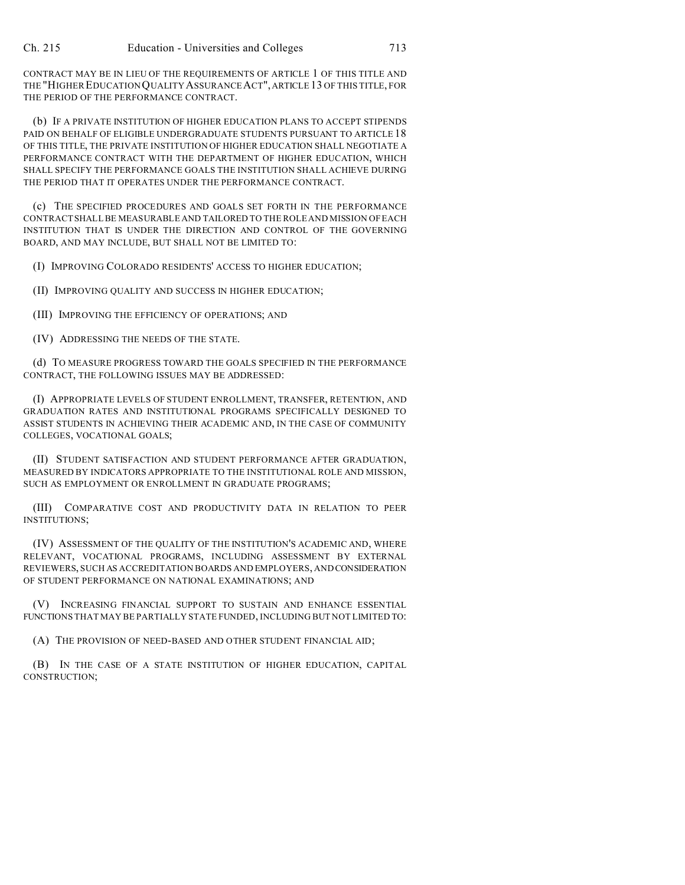CONTRACT MAY BE IN LIEU OF THE REQUIREMENTS OF ARTICLE 1 OF THIS TITLE AND THE "HIGHER EDUCATION QUALITY ASSURANCE ACT", ARTICLE 13 OF THIS TITLE, FOR THE PERIOD OF THE PERFORMANCE CONTRACT.

(b) IF A PRIVATE INSTITUTION OF HIGHER EDUCATION PLANS TO ACCEPT STIPENDS PAID ON BEHALF OF ELIGIBLE UNDERGRADUATE STUDENTS PURSUANT TO ARTICLE 18 OF THIS TITLE, THE PRIVATE INSTITUTION OF HIGHER EDUCATION SHALL NEGOTIATE A PERFORMANCE CONTRACT WITH THE DEPARTMENT OF HIGHER EDUCATION, WHICH SHALL SPECIFY THE PERFORMANCE GOALS THE INSTITUTION SHALL ACHIEVE DURING THE PERIOD THAT IT OPERATES UNDER THE PERFORMANCE CONTRACT.

(c) THE SPECIFIED PROCEDURES AND GOALS SET FORTH IN THE PERFORMANCE CONTRACT SHALL BE MEASURABLE AND TAILORED TO THE ROLE AND MISSION OF EACH INSTITUTION THAT IS UNDER THE DIRECTION AND CONTROL OF THE GOVERNING BOARD, AND MAY INCLUDE, BUT SHALL NOT BE LIMITED TO:

(I) IMPROVING COLORADO RESIDENTS' ACCESS TO HIGHER EDUCATION;

(II) IMPROVING QUALITY AND SUCCESS IN HIGHER EDUCATION;

(III) IMPROVING THE EFFICIENCY OF OPERATIONS; AND

(IV) ADDRESSING THE NEEDS OF THE STATE.

(d) TO MEASURE PROGRESS TOWARD THE GOALS SPECIFIED IN THE PERFORMANCE CONTRACT, THE FOLLOWING ISSUES MAY BE ADDRESSED:

(I) APPROPRIATE LEVELS OF STUDENT ENROLLMENT, TRANSFER, RETENTION, AND GRADUATION RATES AND INSTITUTIONAL PROGRAMS SPECIFICALLY DESIGNED TO ASSIST STUDENTS IN ACHIEVING THEIR ACADEMIC AND, IN THE CASE OF COMMUNITY COLLEGES, VOCATIONAL GOALS;

(II) STUDENT SATISFACTION AND STUDENT PERFORMANCE AFTER GRADUATION, MEASURED BY INDICATORS APPROPRIATE TO THE INSTITUTIONAL ROLE AND MISSION, SUCH AS EMPLOYMENT OR ENROLLMENT IN GRADUATE PROGRAMS;

(III) COMPARATIVE COST AND PRODUCTIVITY DATA IN RELATION TO PEER INSTITUTIONS;

(IV) ASSESSMENT OF THE QUALITY OF THE INSTITUTION'S ACADEMIC AND, WHERE RELEVANT, VOCATIONAL PROGRAMS, INCLUDING ASSESSMENT BY EXTERNAL REVIEWERS, SUCH AS ACCREDITATION BOARDS AND EMPLOYERS, AND CONSIDERATION OF STUDENT PERFORMANCE ON NATIONAL EXAMINATIONS; AND

(V) INCREASING FINANCIAL SUPPORT TO SUSTAIN AND ENHANCE ESSENTIAL FUNCTIONS THAT MAY BE PARTIALLY STATE FUNDED, INCLUDING BUT NOT LIMITED TO:

(A) THE PROVISION OF NEED-BASED AND OTHER STUDENT FINANCIAL AID;

(B) IN THE CASE OF A STATE INSTITUTION OF HIGHER EDUCATION, CAPITAL CONSTRUCTION;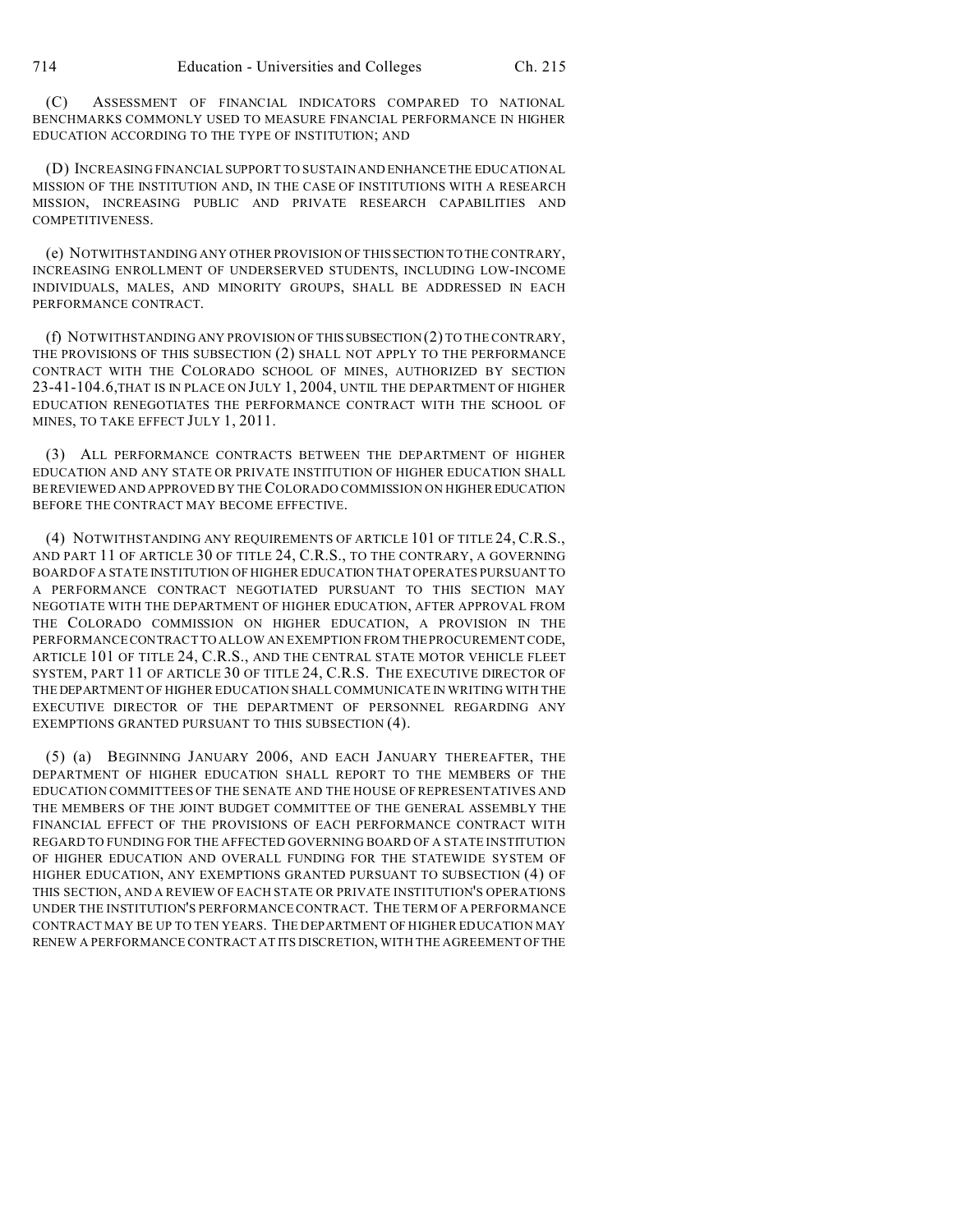(C) ASSESSMENT OF FINANCIAL INDICATORS COMPARED TO NATIONAL BENCHMARKS COMMONLY USED TO MEASURE FINANCIAL PERFORMANCE IN HIGHER EDUCATION ACCORDING TO THE TYPE OF INSTITUTION; AND

(D) INCREASING FINANCIAL SUPPORT TO SUSTAIN AND ENHANCE THE EDUCATIONAL MISSION OF THE INSTITUTION AND, IN THE CASE OF INSTITUTIONS WITH A RESEARCH MISSION, INCREASING PUBLIC AND PRIVATE RESEARCH CAPABILITIES AND COMPETITIVENESS.

(e) NOTWITHSTANDING ANY OTHER PROVISION OF THIS SECTION TO THE CONTRARY, INCREASING ENROLLMENT OF UNDERSERVED STUDENTS, INCLUDING LOW-INCOME INDIVIDUALS, MALES, AND MINORITY GROUPS, SHALL BE ADDRESSED IN EACH PERFORMANCE CONTRACT.

(f) NOTWITHSTANDING ANY PROVISION OF THIS SUBSECTION (2) TO THE CONTRARY, THE PROVISIONS OF THIS SUBSECTION (2) SHALL NOT APPLY TO THE PERFORMANCE CONTRACT WITH THE COLORADO SCHOOL OF MINES, AUTHORIZED BY SECTION 23-41-104.6, THAT IS IN PLACE ON JULY 1, 2004, UNTIL THE DEPARTMENT OF HIGHER EDUCATION RENEGOTIATES THE PERFORMANCE CONTRACT WITH THE SCHOOL OF MINES, TO TAKE EFFECT JULY 1, 2011.

(3) ALL PERFORMANCE CONTRACTS BETWEEN THE DEPARTMENT OF HIGHER EDUCATION AND ANY STATE OR PRIVATE INSTITUTION OF HIGHER EDUCATION SHALL BE REVIEWED AND APPROVED BY THE COLORADO COMMISSION ON HIGHER EDUCATION BEFORE THE CONTRACT MAY BECOME EFFECTIVE.

(4) NOTWITHSTANDING ANY REQUIREMENTS OF ARTICLE 101 OF TITLE 24, C.R.S., AND PART 11 OF ARTICLE 30 OF TITLE 24, C.R.S., TO THE CONTRARY, A GOVERNING BOARD OF A STATE INSTITUTION OF HIGHER EDUCATION THAT OPERATES PURSUANT TO A PERFORMANCE CONTRACT NEGOTIATED PURSUANT TO THIS SECTION MAY NEGOTIATE WITH THE DEPARTMENT OF HIGHER EDUCATION, AFTER APPROVAL FROM THE COLORADO COMMISSION ON HIGHER EDUCATION, A PROVISION IN THE PERFORMANCE CONTRACT TO ALLOW AN EXEMPTION FROM THE PROCUREMENT CODE, ARTICLE 101 OF TITLE 24, C.R.S., AND THE CENTRAL STATE MOTOR VEHICLE FLEET SYSTEM, PART 11 OF ARTICLE 30 OF TITLE 24, C.R.S. THE EXECUTIVE DIRECTOR OF THE DEPARTMENT OF HIGHER EDUCATION SHALL COMMUNICATE IN WRITING WITH THE EXECUTIVE DIRECTOR OF THE DEPARTMENT OF PERSONNEL REGARDING ANY EXEMPTIONS GRANTED PURSUANT TO THIS SUBSECTION (4).

(5) (a) BEGINNING JANUARY 2006, AND EACH JANUARY THEREAFTER, THE DEPARTMENT OF HIGHER EDUCATION SHALL REPORT TO THE MEMBERS OF THE EDUCATION COMMITTEES OF THE SENATE AND THE HOUSE OF REPRESENTATIVES AND THE MEMBERS OF THE JOINT BUDGET COMMITTEE OF THE GENERAL ASSEMBLY THE FINANCIAL EFFECT OF THE PROVISIONS OF EACH PERFORMANCE CONTRACT WITH REGARD TO FUNDING FOR THE AFFECTED GOVERNING BOARD OF A STATE INSTITUTION OF HIGHER EDUCATION AND OVERALL FUNDING FOR THE STATEWIDE SYSTEM OF HIGHER EDUCATION, ANY EXEMPTIONS GRANTED PURSUANT TO SUBSECTION (4) OF THIS SECTION, AND A REVIEW OF EACH STATE OR PRIVATE INSTITUTION'S OPERATIONS UNDER THE INSTITUTION'S PERFORMANCE CONTRACT. THE TERM OF A PERFORMANCE CONTRACT MAY BE UP TO TEN YEARS. THE DEPARTMENT OF HIGHER EDUCATION MAY RENEW A PERFORMANCE CONTRACT AT ITS DISCRETION, WITH THE AGREEMENT OF THE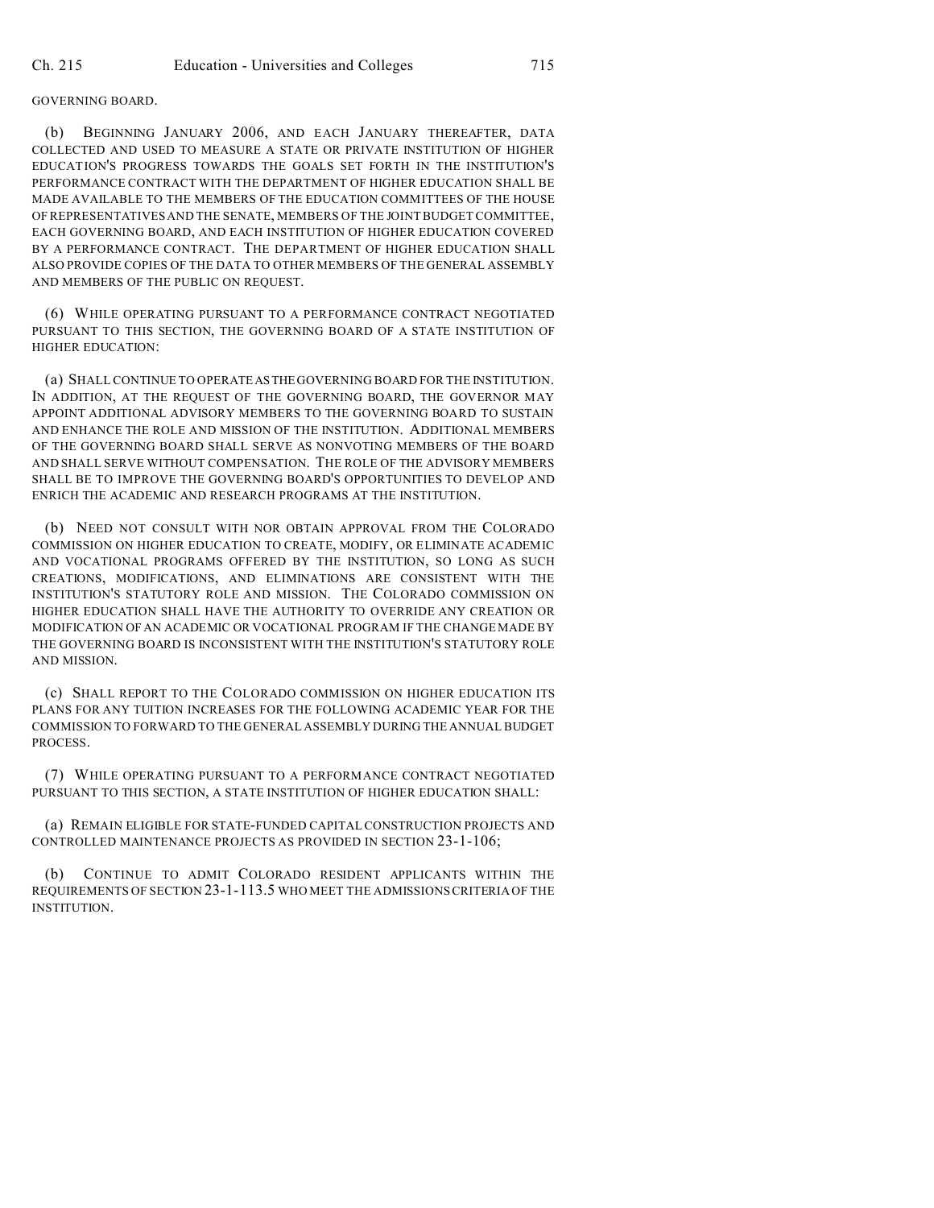GOVERNING BOARD.

(b) BEGINNING JANUARY 2006, AND EACH JANUARY THEREAFTER, DATA COLLECTED AND USED TO MEASURE A STATE OR PRIVATE INSTITUTION OF HIGHER EDUCATION'S PROGRESS TOWARDS THE GOALS SET FORTH IN THE INSTITUTION'S PERFORMANCE CONTRACT WITH THE DEPARTMENT OF HIGHER EDUCATION SHALL BE MADE AVAILABLE TO THE MEMBERS OF THE EDUCATION COMMITTEES OF THE HOUSE OF REPRESENTATIVES AND THE SENATE, MEMBERS OF THE JOINT BUDGET COMMITTEE, EACH GOVERNING BOARD, AND EACH INSTITUTION OF HIGHER EDUCATION COVERED BY A PERFORMANCE CONTRACT. THE DEPARTMENT OF HIGHER EDUCATION SHALL ALSO PROVIDE COPIES OF THE DATA TO OTHER MEMBERS OF THE GENERAL ASSEMBLY AND MEMBERS OF THE PUBLIC ON REQUEST.

(6) WHILE OPERATING PURSUANT TO A PERFORMANCE CONTRACT NEGOTIATED PURSUANT TO THIS SECTION, THE GOVERNING BOARD OF A STATE INSTITUTION OF HIGHER EDUCATION:

(a) SHALL CONTINUE TO OPERATE AS THE GOVERNING BOARD FOR THE INSTITUTION. IN ADDITION, AT THE REQUEST OF THE GOVERNING BOARD, THE GOVERNOR MAY APPOINT ADDITIONAL ADVISORY MEMBERS TO THE GOVERNING BOARD TO SUSTAIN AND ENHANCE THE ROLE AND MISSION OF THE INSTITUTION. ADDITIONAL MEMBERS OF THE GOVERNING BOARD SHALL SERVE AS NONVOTING MEMBERS OF THE BOARD AND SHALL SERVE WITHOUT COMPENSATION. THE ROLE OF THE ADVISORY MEMBERS SHALL BE TO IMPROVE THE GOVERNING BOARD'S OPPORTUNITIES TO DEVELOP AND ENRICH THE ACADEMIC AND RESEARCH PROGRAMS AT THE INSTITUTION.

(b) NEED NOT CONSULT WITH NOR OBTAIN APPROVAL FROM THE COLORADO COMMISSION ON HIGHER EDUCATION TO CREATE, MODIFY, OR ELIMINATE ACADEMIC AND VOCATIONAL PROGRAMS OFFERED BY THE INSTITUTION, SO LONG AS SUCH CREATIONS, MODIFICATIONS, AND ELIMINATIONS ARE CONSISTENT WITH THE INSTITUTION'S STATUTORY ROLE AND MISSION. THE COLORADO COMMISSION ON HIGHER EDUCATION SHALL HAVE THE AUTHORITY TO OVERRIDE ANY CREATION OR MODIFICATION OF AN ACADEMIC OR VOCATIONAL PROGRAM IF THE CHANGE MADE BY THE GOVERNING BOARD IS INCONSISTENT WITH THE INSTITUTION'S STATUTORY ROLE AND MISSION.

(c) SHALL REPORT TO THE COLORADO COMMISSION ON HIGHER EDUCATION ITS PLANS FOR ANY TUITION INCREASES FOR THE FOLLOWING ACADEMIC YEAR FOR THE COMMISSION TO FORWARD TO THE GENERAL ASSEMBLY DURING THE ANNUAL BUDGET PROCESS.

(7) WHILE OPERATING PURSUANT TO A PERFORMANCE CONTRACT NEGOTIATED PURSUANT TO THIS SECTION, A STATE INSTITUTION OF HIGHER EDUCATION SHALL:

(a) REMAIN ELIGIBLE FOR STATE-FUNDED CAPITAL CONSTRUCTION PROJECTS AND CONTROLLED MAINTENANCE PROJECTS AS PROVIDED IN SECTION 23-1-106;

(b) CONTINUE TO ADMIT COLORADO RESIDENT APPLICANTS WITHIN THE REQUIREMENTS OF SECTION 23-1-113.5 WHO MEET THE ADMISSIONS CRITERIA OF THE INSTITUTION.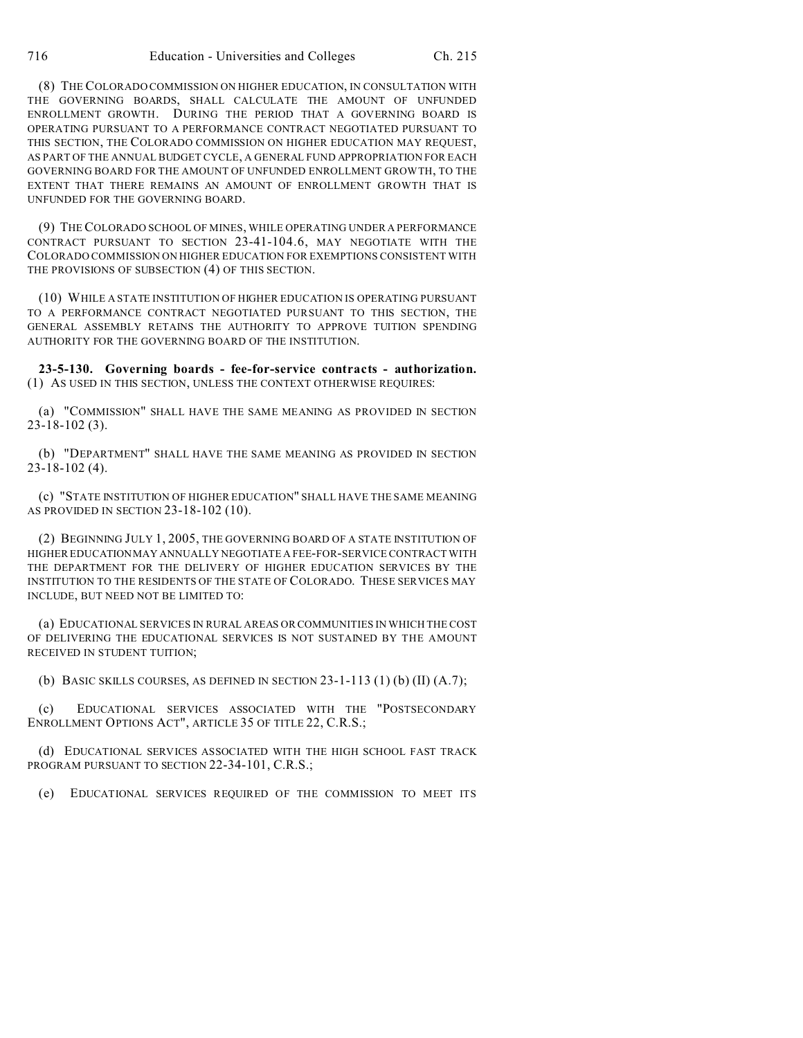(8) THE COLORADO COMMISSION ON HIGHER EDUCATION, IN CONSULTATION WITH THE GOVERNING BOARDS, SHALL CALCULATE THE AMOUNT OF UNFUNDED ENROLLMENT GROWTH. DURING THE PERIOD THAT A GOVERNING BOARD IS OPERATING PURSUANT TO A PERFORMANCE CONTRACT NEGOTIATED PURSUANT TO THIS SECTION, THE COLORADO COMMISSION ON HIGHER EDUCATION MAY REQUEST, AS PART OF THE ANNUAL BUDGET CYCLE, A GENERAL FUND APPROPRIATION FOR EACH GOVERNING BOARD FOR THE AMOUNT OF UNFUNDED ENROLLMENT GROWTH, TO THE EXTENT THAT THERE REMAINS AN AMOUNT OF ENROLLMENT GROWTH THAT IS UNFUNDED FOR THE GOVERNING BOARD.

(9) THE COLORADO SCHOOL OF MINES, WHILE OPERATING UNDER A PERFORMANCE CONTRACT PURSUANT TO SECTION 23-41-104.6, MAY NEGOTIATE WITH THE COLORADO COMMISSION ON HIGHER EDUCATION FOR EXEMPTIONS CONSISTENT WITH THE PROVISIONS OF SUBSECTION (4) OF THIS SECTION.

(10) WHILE A STATE INSTITUTION OF HIGHER EDUCATION IS OPERATING PURSUANT TO A PERFORMANCE CONTRACT NEGOTIATED PURSUANT TO THIS SECTION, THE GENERAL ASSEMBLY RETAINS THE AUTHORITY TO APPROVE TUITION SPENDING AUTHORITY FOR THE GOVERNING BOARD OF THE INSTITUTION.

**23-5-130. Governing boards - fee-for-service contracts - authorization.** (1) AS USED IN THIS SECTION, UNLESS THE CONTEXT OTHERWISE REQUIRES:

(a) "COMMISSION" SHALL HAVE THE SAME MEANING AS PROVIDED IN SECTION 23-18-102 (3).

(b) "DEPARTMENT" SHALL HAVE THE SAME MEANING AS PROVIDED IN SECTION 23-18-102 (4).

(c) "STATE INSTITUTION OF HIGHER EDUCATION" SHALL HAVE THE SAME MEANING AS PROVIDED IN SECTION 23-18-102 (10).

(2) BEGINNING JULY 1, 2005, THE GOVERNING BOARD OF A STATE INSTITUTION OF HIGHER EDUCATION MAY ANNUALLY NEGOTIATE A FEE-FOR-SERVICE CONTRACT WITH THE DEPARTMENT FOR THE DELIVERY OF HIGHER EDUCATION SERVICES BY THE INSTITUTION TO THE RESIDENTS OF THE STATE OF COLORADO. THESE SERVICES MAY INCLUDE, BUT NEED NOT BE LIMITED TO:

(a) EDUCATIONAL SERVICES IN RURAL AREAS OR COMMUNITIES IN WHICH THE COST OF DELIVERING THE EDUCATIONAL SERVICES IS NOT SUSTAINED BY THE AMOUNT RECEIVED IN STUDENT TUITION;

(b) BASIC SKILLS COURSES, AS DEFINED IN SECTION 23-1-113 (1) (b) (II) (A.7);

(c) EDUCATIONAL SERVICES ASSOCIATED WITH THE "POSTSECONDARY ENROLLMENT OPTIONS ACT", ARTICLE 35 OF TITLE 22, C.R.S.;

(d) EDUCATIONAL SERVICES ASSOCIATED WITH THE HIGH SCHOOL FAST TRACK PROGRAM PURSUANT TO SECTION 22-34-101, C.R.S.;

(e) EDUCATIONAL SERVICES REQUIRED OF THE COMMISSION TO MEET ITS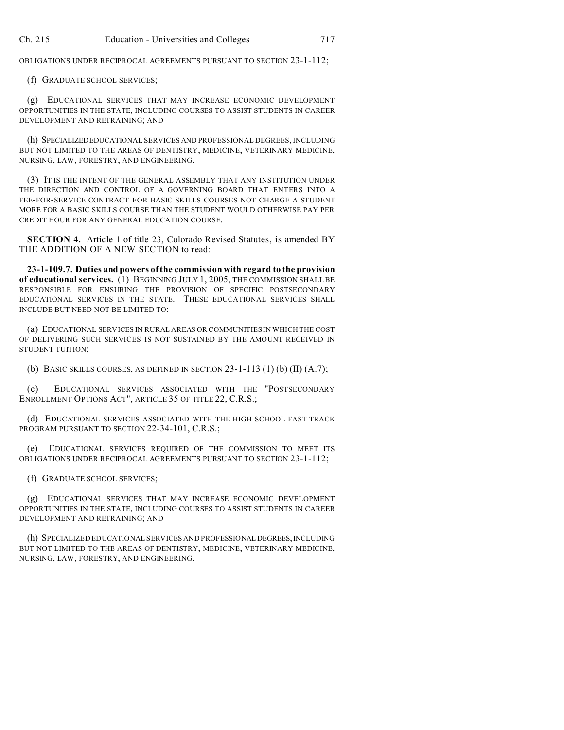OBLIGATIONS UNDER RECIPROCAL AGREEMENTS PURSUANT TO SECTION 23-1-112;

(f) GRADUATE SCHOOL SERVICES;

(g) EDUCATIONAL SERVICES THAT MAY INCREASE ECONOMIC DEVELOPMENT OPPORTUNITIES IN THE STATE, INCLUDING COURSES TO ASSIST STUDENTS IN CAREER DEVELOPMENT AND RETRAINING; AND

(h) SPECIALIZED EDUCATIONAL SERVICES AND PROFESSIONAL DEGREES, INCLUDING BUT NOT LIMITED TO THE AREAS OF DENTISTRY, MEDICINE, VETERINARY MEDICINE, NURSING, LAW, FORESTRY, AND ENGINEERING.

(3) IT IS THE INTENT OF THE GENERAL ASSEMBLY THAT ANY INSTITUTION UNDER THE DIRECTION AND CONTROL OF A GOVERNING BOARD THAT ENTERS INTO A FEE-FOR-SERVICE CONTRACT FOR BASIC SKILLS COURSES NOT CHARGE A STUDENT MORE FOR A BASIC SKILLS COURSE THAN THE STUDENT WOULD OTHERWISE PAY PER CREDIT HOUR FOR ANY GENERAL EDUCATION COURSE.

**SECTION 4.** Article 1 of title 23, Colorado Revised Statutes, is amended BY THE ADDITION OF A NEW SECTION to read:

**23-1-109.7. Duties and powers of the commission with regard to the provision of educational services.** (1) BEGINNING JULY 1, 2005, THE COMMISSION SHALL BE RESPONSIBLE FOR ENSURING THE PROVISION OF SPECIFIC POSTSECONDARY EDUCATIONAL SERVICES IN THE STATE. THESE EDUCATIONAL SERVICES SHALL INCLUDE BUT NEED NOT BE LIMITED TO:

(a) EDUCATIONAL SERVICES IN RURAL AREAS OR COMMUNITIES IN WHICH THE COST OF DELIVERING SUCH SERVICES IS NOT SUSTAINED BY THE AMOUNT RECEIVED IN STUDENT TUITION;

(b) BASIC SKILLS COURSES, AS DEFINED IN SECTION 23-1-113 (1) (b) (II) (A.7);

(c) EDUCATIONAL SERVICES ASSOCIATED WITH THE "POSTSECONDARY ENROLLMENT OPTIONS ACT", ARTICLE 35 OF TITLE 22, C.R.S.;

(d) EDUCATIONAL SERVICES ASSOCIATED WITH THE HIGH SCHOOL FAST TRACK PROGRAM PURSUANT TO SECTION 22-34-101, C.R.S.;

(e) EDUCATIONAL SERVICES REQUIRED OF THE COMMISSION TO MEET ITS OBLIGATIONS UNDER RECIPROCAL AGREEMENTS PURSUANT TO SECTION 23-1-112;

(f) GRADUATE SCHOOL SERVICES;

(g) EDUCATIONAL SERVICES THAT MAY INCREASE ECONOMIC DEVELOPMENT OPPORTUNITIES IN THE STATE, INCLUDING COURSES TO ASSIST STUDENTS IN CAREER DEVELOPMENT AND RETRAINING; AND

(h) SPECIALIZED EDUCATIONAL SERVICES AND PROFESSIONAL DEGREES, INCLUDING BUT NOT LIMITED TO THE AREAS OF DENTISTRY, MEDICINE, VETERINARY MEDICINE, NURSING, LAW, FORESTRY, AND ENGINEERING.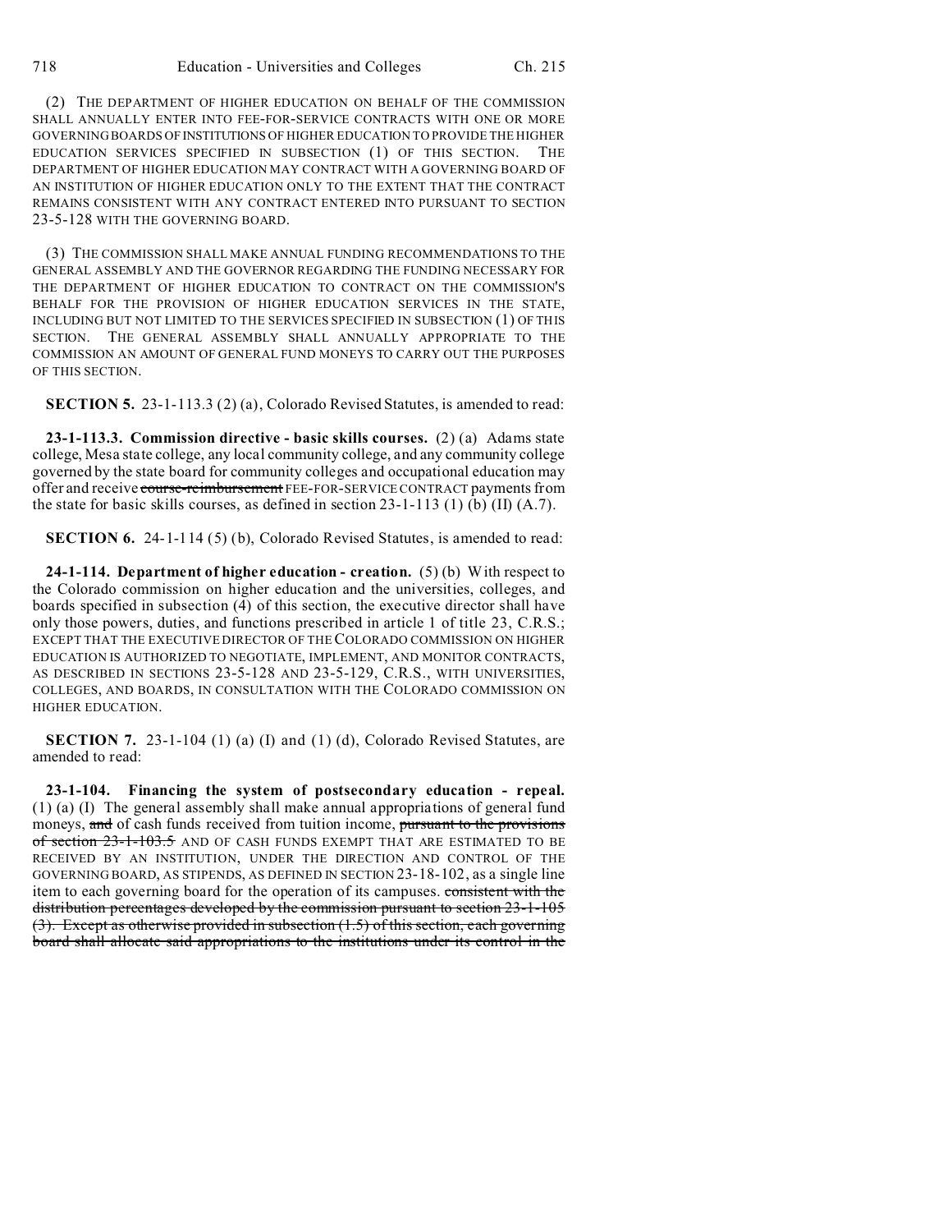(2) THE DEPARTMENT OF HIGHER EDUCATION ON BEHALF OF THE COMMISSION SHALL ANNUALLY ENTER INTO FEE-FOR-SERVICE CONTRACTS WITH ONE OR MORE GOVERNING BOARDS OF INSTITUTIONS OF HIGHER EDUCATION TO PROVIDE THE HIGHER EDUCATION SERVICES SPECIFIED IN SUBSECTION (1) OF THIS SECTION. THE DEPARTMENT OF HIGHER EDUCATION MAY CONTRACT WITH A GOVERNING BOARD OF AN INSTITUTION OF HIGHER EDUCATION ONLY TO THE EXTENT THAT THE CONTRACT REMAINS CONSISTENT WITH ANY CONTRACT ENTERED INTO PURSUANT TO SECTION 23-5-128 WITH THE GOVERNING BOARD.

(3) THE COMMISSION SHALL MAKE ANNUAL FUNDING RECOMMENDATIONS TO THE GENERAL ASSEMBLY AND THE GOVERNOR REGARDING THE FUNDING NECESSARY FOR THE DEPARTMENT OF HIGHER EDUCATION TO CONTRACT ON THE COMMISSION'S BEHALF FOR THE PROVISION OF HIGHER EDUCATION SERVICES IN THE STATE, INCLUDING BUT NOT LIMITED TO THE SERVICES SPECIFIED IN SUBSECTION (1) OF THIS SECTION. THE GENERAL ASSEMBLY SHALL ANNUALLY APPROPRIATE TO THE COMMISSION AN AMOUNT OF GENERAL FUND MONEYS TO CARRY OUT THE PURPOSES OF THIS SECTION.

**SECTION 5.** 23-1-113.3 (2) (a), Colorado Revised Statutes, is amended to read:

**23-1-113.3. Commission directive - basic skills courses.** (2) (a) Adams state college, Mesa state college, any local community college, and any community college governed by the state board for community colleges and occupational education may offer and receive ~~course-reimbursement~~ FEE-FOR-SERVICE CONTRACT payments from the state for basic skills courses, as defined in section 23-1-113 (1) (b) (II) (A.7).

**SECTION 6.** 24-1-114 (5) (b), Colorado Revised Statutes, is amended to read:

**24-1-114. Department of higher education - creation.** (5) (b) With respect to the Colorado commission on higher education and the universities, colleges, and boards specified in subsection (4) of this section, the executive director shall have only those powers, duties, and functions prescribed in article 1 of title 23, C.R.S.; EXCEPT THAT THE EXECUTIVE DIRECTOR OF THE COLORADO COMMISSION ON HIGHER EDUCATION IS AUTHORIZED TO NEGOTIATE, IMPLEMENT, AND MONITOR CONTRACTS, AS DESCRIBED IN SECTIONS 23-5-128 AND 23-5-129, C.R.S., WITH UNIVERSITIES, COLLEGES, AND BOARDS, IN CONSULTATION WITH THE COLORADO COMMISSION ON HIGHER EDUCATION.

**SECTION 7.** 23-1-104 (1) (a) (I) and (1) (d), Colorado Revised Statutes, are amended to read:

**23-1-104. Financing the system of postsecondary education - repeal.** (1) (a) (I) The general assembly shall make annual appropriations of general fund moneys, ~~and~~ of cash funds received from tuition income, ~~pursuant to the provisions of section 23-1-103.5~~ AND OF CASH FUNDS EXEMPT THAT ARE ESTIMATED TO BE RECEIVED BY AN INSTITUTION, UNDER THE DIRECTION AND CONTROL OF THE GOVERNING BOARD, AS STIPENDS, AS DEFINED IN SECTION 23-18-102, as a single line item to each governing board for the operation of its campuses. ~~consistent with the distribution percentages developed by the commission pursuant to section 23-1-105 (3). Except as otherwise provided in subsection (1.5) of this section, each governing board shall allocate said appropriations to the institutions under its control in the~~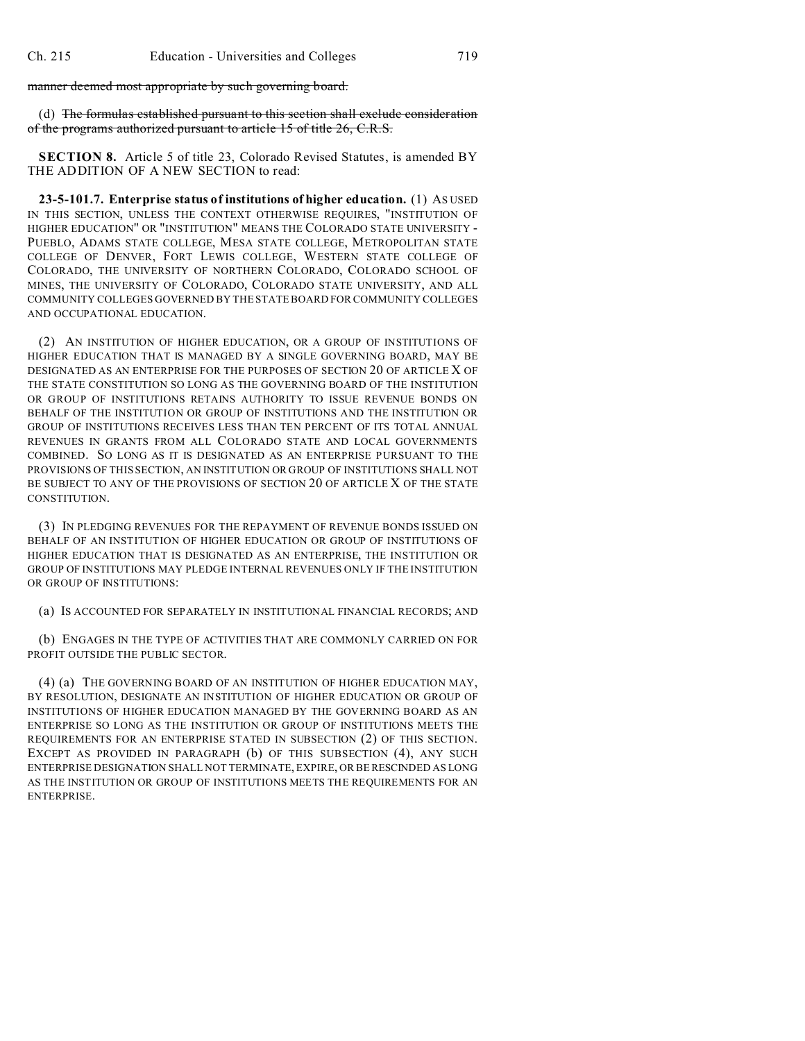~~manner deemed most appropriate by such governing board.~~

(d) ~~The formulas established pursuant to this section shall exclude consideration of the programs authorized pursuant to article 15 of title 26, C.R.S.~~

**SECTION 8.** Article 5 of title 23, Colorado Revised Statutes, is amended BY THE ADDITION OF A NEW SECTION to read:

**23-5-101.7. Enterprise status of institutions of higher education.** (1) AS USED IN THIS SECTION, UNLESS THE CONTEXT OTHERWISE REQUIRES, "INSTITUTION OF HIGHER EDUCATION" OR "INSTITUTION" MEANS THE COLORADO STATE UNIVERSITY - PUEBLO, ADAMS STATE COLLEGE, MESA STATE COLLEGE, METROPOLITAN STATE COLLEGE OF DENVER, FORT LEWIS COLLEGE, WESTERN STATE COLLEGE OF COLORADO, THE UNIVERSITY OF NORTHERN COLORADO, COLORADO SCHOOL OF MINES, THE UNIVERSITY OF COLORADO, COLORADO STATE UNIVERSITY, AND ALL COMMUNITY COLLEGES GOVERNED BY THE STATE BOARD FOR COMMUNITY COLLEGES AND OCCUPATIONAL EDUCATION.

(2) AN INSTITUTION OF HIGHER EDUCATION, OR A GROUP OF INSTITUTIONS OF HIGHER EDUCATION THAT IS MANAGED BY A SINGLE GOVERNING BOARD, MAY BE DESIGNATED AS AN ENTERPRISE FOR THE PURPOSES OF SECTION 20 OF ARTICLE X OF THE STATE CONSTITUTION SO LONG AS THE GOVERNING BOARD OF THE INSTITUTION OR GROUP OF INSTITUTIONS RETAINS AUTHORITY TO ISSUE REVENUE BONDS ON BEHALF OF THE INSTITUTION OR GROUP OF INSTITUTIONS AND THE INSTITUTION OR GROUP OF INSTITUTIONS RECEIVES LESS THAN TEN PERCENT OF ITS TOTAL ANNUAL REVENUES IN GRANTS FROM ALL COLORADO STATE AND LOCAL GOVERNMENTS COMBINED. SO LONG AS IT IS DESIGNATED AS AN ENTERPRISE PURSUANT TO THE PROVISIONS OF THIS SECTION, AN INSTITUTION OR GROUP OF INSTITUTIONS SHALL NOT BE SUBJECT TO ANY OF THE PROVISIONS OF SECTION 20 OF ARTICLE X OF THE STATE CONSTITUTION.

(3) IN PLEDGING REVENUES FOR THE REPAYMENT OF REVENUE BONDS ISSUED ON BEHALF OF AN INSTITUTION OF HIGHER EDUCATION OR GROUP OF INSTITUTIONS OF HIGHER EDUCATION THAT IS DESIGNATED AS AN ENTERPRISE, THE INSTITUTION OR GROUP OF INSTITUTIONS MAY PLEDGE INTERNAL REVENUES ONLY IF THE INSTITUTION OR GROUP OF INSTITUTIONS:

(a) IS ACCOUNTED FOR SEPARATELY IN INSTITUTIONAL FINANCIAL RECORDS; AND

(b) ENGAGES IN THE TYPE OF ACTIVITIES THAT ARE COMMONLY CARRIED ON FOR PROFIT OUTSIDE THE PUBLIC SECTOR.

(4) (a) THE GOVERNING BOARD OF AN INSTITUTION OF HIGHER EDUCATION MAY, BY RESOLUTION, DESIGNATE AN INSTITUTION OF HIGHER EDUCATION OR GROUP OF INSTITUTIONS OF HIGHER EDUCATION MANAGED BY THE GOVERNING BOARD AS AN ENTERPRISE SO LONG AS THE INSTITUTION OR GROUP OF INSTITUTIONS MEETS THE REQUIREMENTS FOR AN ENTERPRISE STATED IN SUBSECTION (2) OF THIS SECTION. EXCEPT AS PROVIDED IN PARAGRAPH (b) OF THIS SUBSECTION (4), ANY SUCH ENTERPRISE DESIGNATION SHALL NOT TERMINATE, EXPIRE, OR BE RESCINDED AS LONG AS THE INSTITUTION OR GROUP OF INSTITUTIONS MEETS THE REQUIREMENTS FOR AN ENTERPRISE.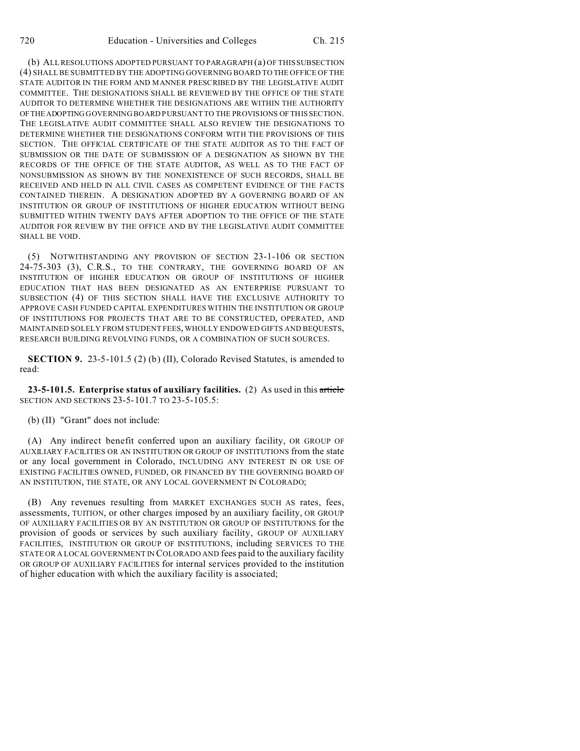(b) ALL RESOLUTIONS ADOPTED PURSUANT TO PARAGRAPH (a) OF THIS SUBSECTION (4) SHALL BE SUBMITTED BY THE ADOPTING GOVERNING BOARD TO THE OFFICE OF THE STATE AUDITOR IN THE FORM AND MANNER PRESCRIBED BY THE LEGISLATIVE AUDIT COMMITTEE. THE DESIGNATIONS SHALL BE REVIEWED BY THE OFFICE OF THE STATE AUDITOR TO DETERMINE WHETHER THE DESIGNATIONS ARE WITHIN THE AUTHORITY OF THE ADOPTING GOVERNING BOARD PURSUANT TO THE PROVISIONS OF THIS SECTION. THE LEGISLATIVE AUDIT COMMITTEE SHALL ALSO REVIEW THE DESIGNATIONS TO DETERMINE WHETHER THE DESIGNATIONS CONFORM WITH THE PROVISIONS OF THIS SECTION. THE OFFICIAL CERTIFICATE OF THE STATE AUDITOR AS TO THE FACT OF SUBMISSION OR THE DATE OF SUBMISSION OF A DESIGNATION AS SHOWN BY THE RECORDS OF THE OFFICE OF THE STATE AUDITOR, AS WELL AS TO THE FACT OF NONSUBMISSION AS SHOWN BY THE NONEXISTENCE OF SUCH RECORDS, SHALL BE RECEIVED AND HELD IN ALL CIVIL CASES AS COMPETENT EVIDENCE OF THE FACTS CONTAINED THEREIN. A DESIGNATION ADOPTED BY A GOVERNING BOARD OF AN INSTITUTION OR GROUP OF INSTITUTIONS OF HIGHER EDUCATION WITHOUT BEING SUBMITTED WITHIN TWENTY DAYS AFTER ADOPTION TO THE OFFICE OF THE STATE AUDITOR FOR REVIEW BY THE OFFICE AND BY THE LEGISLATIVE AUDIT COMMITTEE SHALL BE VOID.

(5) NOTWITHSTANDING ANY PROVISION OF SECTION 23-1-106 OR SECTION 24-75-303 (3), C.R.S., TO THE CONTRARY, THE GOVERNING BOARD OF AN INSTITUTION OF HIGHER EDUCATION OR GROUP OF INSTITUTIONS OF HIGHER EDUCATION THAT HAS BEEN DESIGNATED AS AN ENTERPRISE PURSUANT TO SUBSECTION (4) OF THIS SECTION SHALL HAVE THE EXCLUSIVE AUTHORITY TO APPROVE CASH FUNDED CAPITAL EXPENDITURES WITHIN THE INSTITUTION OR GROUP OF INSTITUTIONS FOR PROJECTS THAT ARE TO BE CONSTRUCTED, OPERATED, AND MAINTAINED SOLELY FROM STUDENT FEES, WHOLLY ENDOWED GIFTS AND BEQUESTS, RESEARCH BUILDING REVOLVING FUNDS, OR A COMBINATION OF SUCH SOURCES.

**SECTION 9.** 23-5-101.5 (2) (b) (II), Colorado Revised Statutes, is amended to read:

**23-5-101.5. Enterprise status of auxiliary facilities.** (2) As used in this ~~article~~ SECTION AND SECTIONS 23-5-101.7 TO 23-5-105.5:

(b) (II) "Grant" does not include:

(A) Any indirect benefit conferred upon an auxiliary facility, OR GROUP OF AUXILIARY FACILITIES OR AN INSTITUTION OR GROUP OF INSTITUTIONS from the state or any local government in Colorado, INCLUDING ANY INTEREST IN OR USE OF EXISTING FACILITIES OWNED, FUNDED, OR FINANCED BY THE GOVERNING BOARD OF AN INSTITUTION, THE STATE, OR ANY LOCAL GOVERNMENT IN COLORADO;

(B) Any revenues resulting from MARKET EXCHANGES SUCH AS rates, fees, assessments, TUITION, or other charges imposed by an auxiliary facility, OR GROUP OF AUXILIARY FACILITIES OR BY AN INSTITUTION OR GROUP OF INSTITUTIONS for the provision of goods or services by such auxiliary facility, GROUP OF AUXILIARY FACILITIES, INSTITUTION OR GROUP OF INSTITUTIONS, including SERVICES TO THE STATE OR A LOCAL GOVERNMENT IN COLORADO AND fees paid to the auxiliary facility OR GROUP OF AUXILIARY FACILITIES for internal services provided to the institution of higher education with which the auxiliary facility is associated;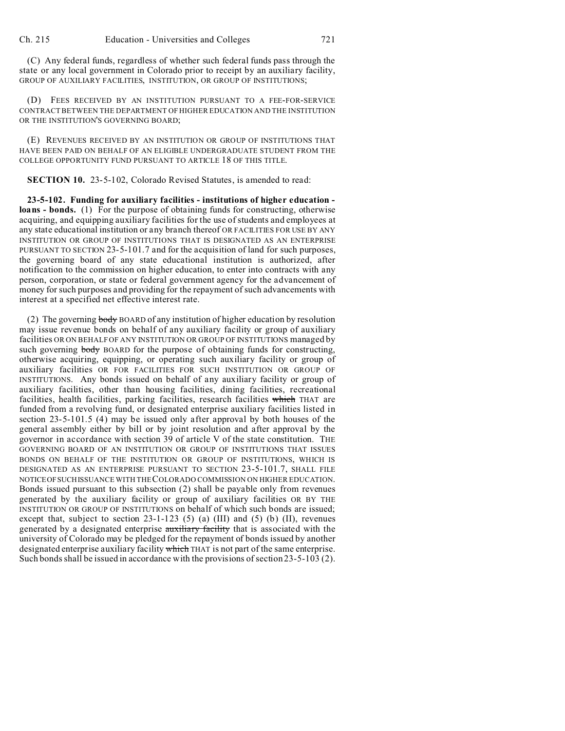(C) Any federal funds, regardless of whether such federal funds pass through the state or any local government in Colorado prior to receipt by an auxiliary facility, GROUP OF AUXILIARY FACILITIES, INSTITUTION, OR GROUP OF INSTITUTIONS;

(D) FEES RECEIVED BY AN INSTITUTION PURSUANT TO A FEE-FOR-SERVICE CONTRACT BETWEEN THE DEPARTMENT OF HIGHER EDUCATION AND THE INSTITUTION OR THE INSTITUTION'S GOVERNING BOARD;

(E) REVENUES RECEIVED BY AN INSTITUTION OR GROUP OF INSTITUTIONS THAT HAVE BEEN PAID ON BEHALF OF AN ELIGIBLE UNDERGRADUATE STUDENT FROM THE COLLEGE OPPORTUNITY FUND PURSUANT TO ARTICLE 18 OF THIS TITLE.

**SECTION 10.** 23-5-102, Colorado Revised Statutes, is amended to read:

**23-5-102. Funding for auxiliary facilities - institutions of higher education - loans - bonds.** (1) For the purpose of obtaining funds for constructing, otherwise acquiring, and equipping auxiliary facilities for the use of students and employees at any state educational institution or any branch thereof OR FACILITIES FOR USE BY ANY INSTITUTION OR GROUP OF INSTITUTIONS THAT IS DESIGNATED AS AN ENTERPRISE PURSUANT TO SECTION 23-5-101.7 and for the acquisition of land for such purposes, the governing board of any state educational institution is authorized, after notification to the commission on higher education, to enter into contracts with any person, corporation, or state or federal government agency for the advancement of money for such purposes and providing for the repayment of such advancements with interest at a specified net effective interest rate.

(2) The governing ~~body~~ BOARD of any institution of higher education by resolution may issue revenue bonds on behalf of any auxiliary facility or group of auxiliary facilities OR ON BEHALF OF ANY INSTITUTION OR GROUP OF INSTITUTIONS managed by such governing ~~body~~ BOARD for the purpose of obtaining funds for constructing, otherwise acquiring, equipping, or operating such auxiliary facility or group of auxiliary facilities OR FOR FACILITIES FOR SUCH INSTITUTION OR GROUP OF INSTITUTIONS. Any bonds issued on behalf of any auxiliary facility or group of auxiliary facilities, other than housing facilities, dining facilities, recreational facilities, health facilities, parking facilities, research facilities ~~which~~ THAT are funded from a revolving fund, or designated enterprise auxiliary facilities listed in section 23-5-101.5 (4) may be issued only after approval by both houses of the general assembly either by bill or by joint resolution and after approval by the governor in accordance with section 39 of article V of the state constitution. THE GOVERNING BOARD OF AN INSTITUTION OR GROUP OF INSTITUTIONS THAT ISSUES BONDS ON BEHALF OF THE INSTITUTION OR GROUP OF INSTITUTIONS, WHICH IS DESIGNATED AS AN ENTERPRISE PURSUANT TO SECTION 23-5-101.7, SHALL FILE NOTICE OF SUCH ISSUANCE WITH THE COLORADO COMMISSION ON HIGHER EDUCATION. Bonds issued pursuant to this subsection (2) shall be payable only from revenues generated by the auxiliary facility or group of auxiliary facilities OR BY THE INSTITUTION OR GROUP OF INSTITUTIONS on behalf of which such bonds are issued; except that, subject to section 23-1-123 (5) (a) (III) and (5) (b) (II), revenues generated by a designated enterprise ~~auxiliary facility~~ that is associated with the university of Colorado may be pledged for the repayment of bonds issued by another designated enterprise auxiliary facility ~~which~~ THAT is not part of the same enterprise. Such bonds shall be issued in accordance with the provisions of section 23-5-103 (2).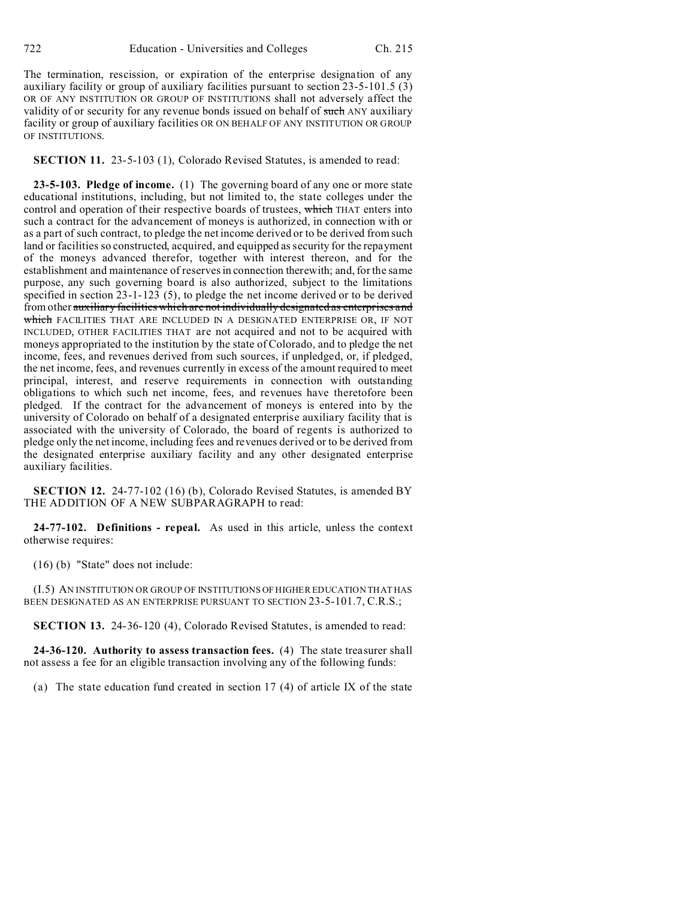The termination, rescission, or expiration of the enterprise designation of any auxiliary facility or group of auxiliary facilities pursuant to section 23-5-101.5 (3) OR OF ANY INSTITUTION OR GROUP OF INSTITUTIONS shall not adversely affect the validity of or security for any revenue bonds issued on behalf of ~~such~~ ANY auxiliary facility or group of auxiliary facilities OR ON BEHALF OF ANY INSTITUTION OR GROUP OF INSTITUTIONS.

**SECTION 11.** 23-5-103 (1), Colorado Revised Statutes, is amended to read:

**23-5-103. Pledge of income.** (1) The governing board of any one or more state educational institutions, including, but not limited to, the state colleges under the control and operation of their respective boards of trustees, ~~which~~ THAT enters into such a contract for the advancement of moneys is authorized, in connection with or as a part of such contract, to pledge the net income derived or to be derived from such land or facilities so constructed, acquired, and equipped as security for the repayment of the moneys advanced therefor, together with interest thereon, and for the establishment and maintenance of reserves in connection therewith; and, for the same purpose, any such governing board is also authorized, subject to the limitations specified in section 23-1-123 (5), to pledge the net income derived or to be derived from other ~~auxiliary facilities which are not individually designated as enterprises and which~~ FACILITIES THAT ARE INCLUDED IN A DESIGNATED ENTERPRISE OR, IF NOT INCLUDED, OTHER FACILITIES THAT are not acquired and not to be acquired with moneys appropriated to the institution by the state of Colorado, and to pledge the net income, fees, and revenues derived from such sources, if unpledged, or, if pledged, the net income, fees, and revenues currently in excess of the amount required to meet principal, interest, and reserve requirements in connection with outstanding obligations to which such net income, fees, and revenues have theretofore been pledged. If the contract for the advancement of moneys is entered into by the university of Colorado on behalf of a designated enterprise auxiliary facility that is associated with the university of Colorado, the board of regents is authorized to pledge only the net income, including fees and revenues derived or to be derived from the designated enterprise auxiliary facility and any other designated enterprise auxiliary facilities.

**SECTION 12.** 24-77-102 (16) (b), Colorado Revised Statutes, is amended BY THE ADDITION OF A NEW SUBPARAGRAPH to read:

**24-77-102. Definitions - repeal.** As used in this article, unless the context otherwise requires:

(16) (b) "State" does not include:

(I.5) AN INSTITUTION OR GROUP OF INSTITUTIONS OF HIGHER EDUCATION THAT HAS BEEN DESIGNATED AS AN ENTERPRISE PURSUANT TO SECTION 23-5-101.7, C.R.S.;

**SECTION 13.** 24-36-120 (4), Colorado Revised Statutes, is amended to read:

**24-36-120. Authority to assess transaction fees.** (4) The state treasurer shall not assess a fee for an eligible transaction involving any of the following funds:

(a) The state education fund created in section 17 (4) of article IX of the state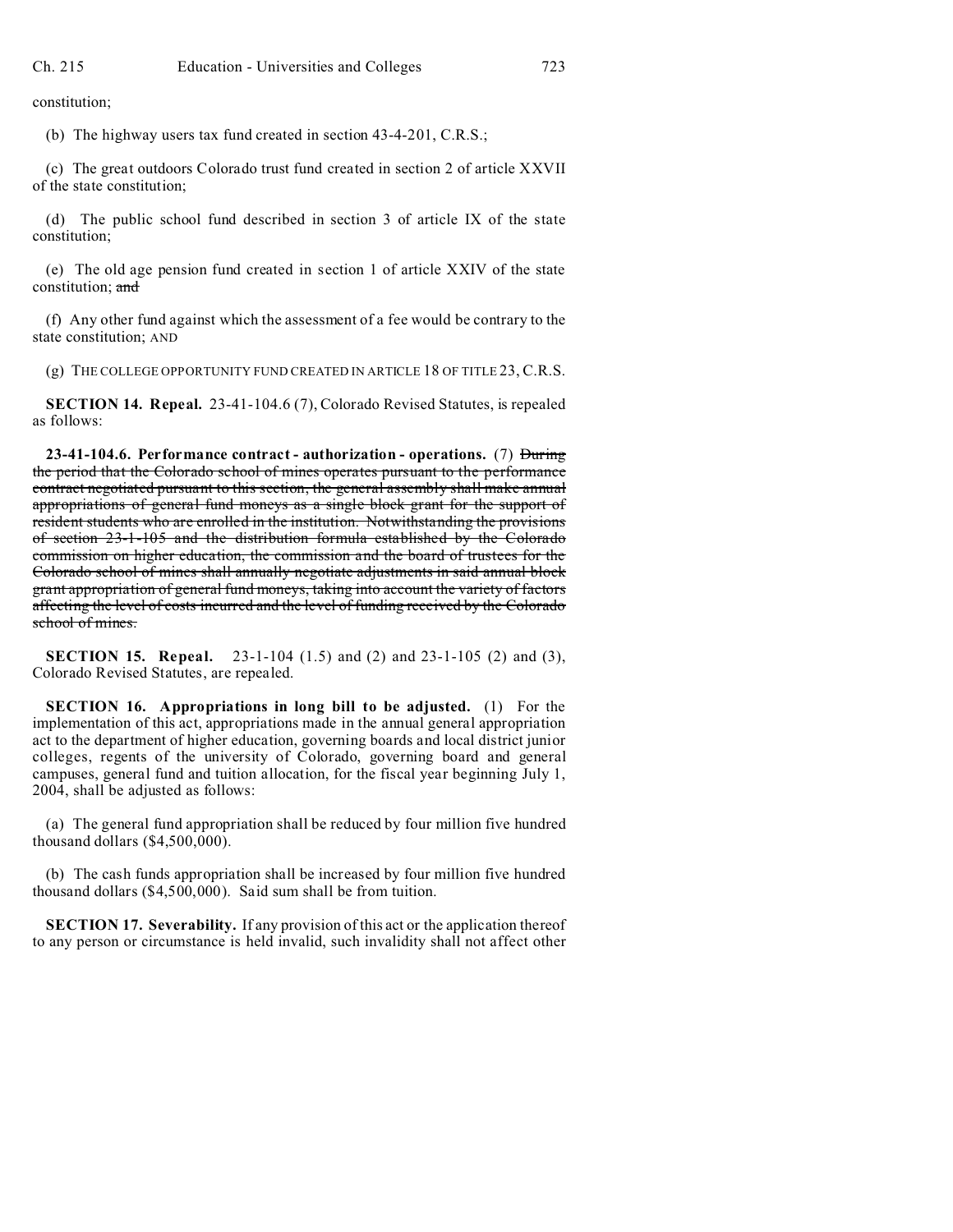constitution;

(b) The highway users tax fund created in section 43-4-201, C.R.S.;

(c) The great outdoors Colorado trust fund created in section 2 of article XXVII of the state constitution;

(d) The public school fund described in section 3 of article IX of the state constitution;

(e) The old age pension fund created in section 1 of article XXIV of the state constitution; ~~and~~

(f) Any other fund against which the assessment of a fee would be contrary to the state constitution; AND

(g) THE COLLEGE OPPORTUNITY FUND CREATED IN ARTICLE 18 OF TITLE 23, C.R.S.

**SECTION 14. Repeal.** 23-41-104.6 (7), Colorado Revised Statutes, is repealed as follows:

**23-41-104.6. Performance contract - authorization - operations.** (7) ~~During the period that the Colorado school of mines operates pursuant to the performance contract negotiated pursuant to this section, the general assembly shall make annual appropriations of general fund moneys as a single block grant for the support of resident students who are enrolled in the institution. Notwithstanding the provisions of section 23-1-105 and the distribution formula established by the Colorado commission on higher education, the commission and the board of trustees for the Colorado school of mines shall annually negotiate adjustments in said annual block grant appropriation of general fund moneys, taking into account the variety of factors affecting the level of costs incurred and the level of funding received by the Colorado school of mines.~~

**SECTION 15. Repeal.** 23-1-104 (1.5) and (2) and 23-1-105 (2) and (3), Colorado Revised Statutes, are repealed.

**SECTION 16. Appropriations in long bill to be adjusted.** (1) For the implementation of this act, appropriations made in the annual general appropriation act to the department of higher education, governing boards and local district junior colleges, regents of the university of Colorado, governing board and general campuses, general fund and tuition allocation, for the fiscal year beginning July 1, 2004, shall be adjusted as follows:

(a) The general fund appropriation shall be reduced by four million five hundred thousand dollars ($4,500,000).

(b) The cash funds appropriation shall be increased by four million five hundred thousand dollars ($4,500,000). Said sum shall be from tuition.

**SECTION 17. Severability.** If any provision of this act or the application thereof to any person or circumstance is held invalid, such invalidity shall not affect other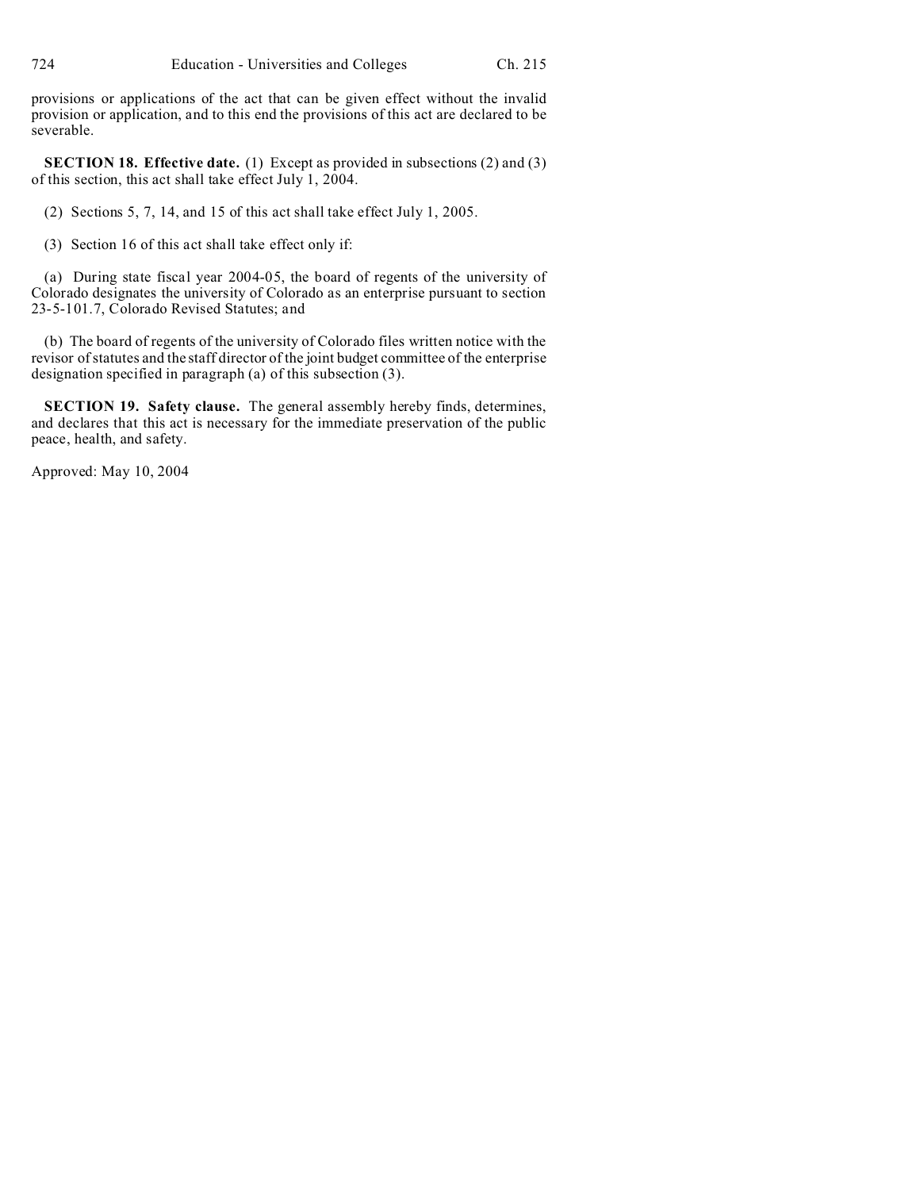provisions or applications of the act that can be given effect without the invalid provision or application, and to this end the provisions of this act are declared to be severable.

**SECTION 18. Effective date.** (1) Except as provided in subsections (2) and (3) of this section, this act shall take effect July 1, 2004.

(2) Sections 5, 7, 14, and 15 of this act shall take effect July 1, 2005.

(3) Section 16 of this act shall take effect only if:

(a) During state fiscal year 2004-05, the board of regents of the university of Colorado designates the university of Colorado as an enterprise pursuant to section 23-5-101.7, Colorado Revised Statutes; and

(b) The board of regents of the university of Colorado files written notice with the revisor of statutes and the staff director of the joint budget committee of the enterprise designation specified in paragraph (a) of this subsection (3).

**SECTION 19. Safety clause.** The general assembly hereby finds, determines, and declares that this act is necessary for the immediate preservation of the public peace, health, and safety.

Approved: May 10, 2004